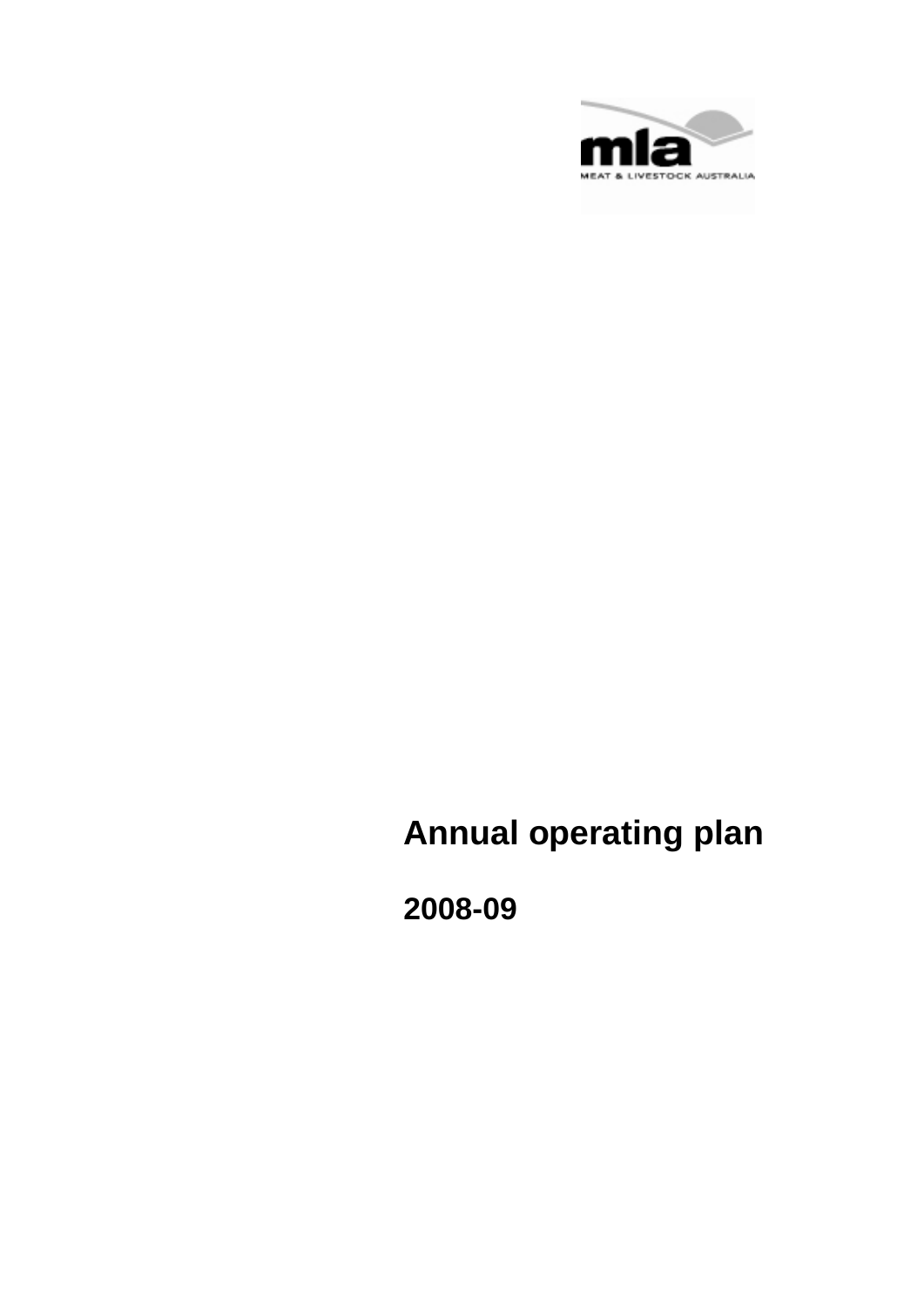mla

MEAT & LIVESTOCK AUSTRALIA

# Annual operating plan

## 2008-09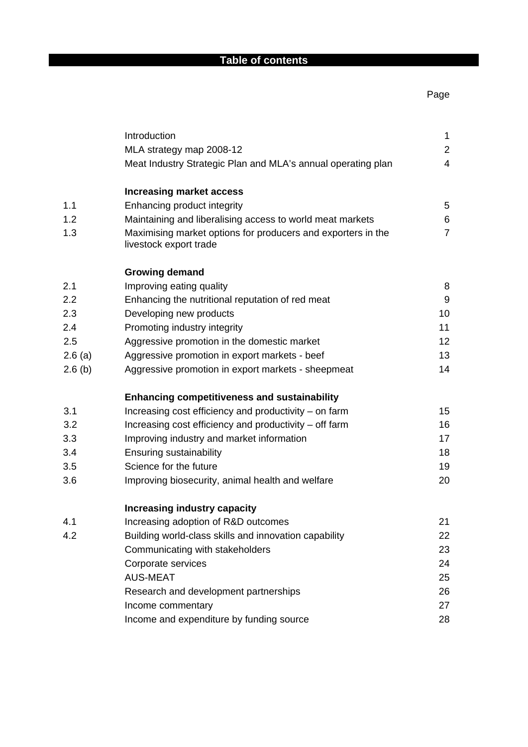# Table of contents

| | | Page |
|---|---|---|
| | Introduction | 1 |
| | MLA strategy map 2008-12 | 2 |
| | Meat Industry Strategic Plan and MLA's annual operating plan | 4 |
| | **Increasing market access** | |
| 1.1 | Enhancing product integrity | 5 |
| 1.2 | Maintaining and liberalising access to world meat markets | 6 |
| 1.3 | Maximising market options for producers and exporters in the livestock export trade | 7 |
| | **Growing demand** | |
| 2.1 | Improving eating quality | 8 |
| 2.2 | Enhancing the nutritional reputation of red meat | 9 |
| 2.3 | Developing new products | 10 |
| 2.4 | Promoting industry integrity | 11 |
| 2.5 | Aggressive promotion in the domestic market | 12 |
| 2.6 (a) | Aggressive promotion in export markets - beef | 13 |
| 2.6 (b) | Aggressive promotion in export markets - sheepmeat | 14 |
| | **Enhancing competitiveness and sustainability** | |
| 3.1 | Increasing cost efficiency and productivity – on farm | 15 |
| 3.2 | Increasing cost efficiency and productivity – off farm | 16 |
| 3.3 | Improving industry and market information | 17 |
| 3.4 | Ensuring sustainability | 18 |
| 3.5 | Science for the future | 19 |
| 3.6 | Improving biosecurity, animal health and welfare | 20 |
| | **Increasing industry capacity** | |
| 4.1 | Increasing adoption of R&D outcomes | 21 |
| 4.2 | Building world-class skills and innovation capability | 22 |
| | Communicating with stakeholders | 23 |
| | Corporate services | 24 |
| | AUS-MEAT | 25 |
| | Research and development partnerships | 26 |
| | Income commentary | 27 |
| | Income and expenditure by funding source | 28 |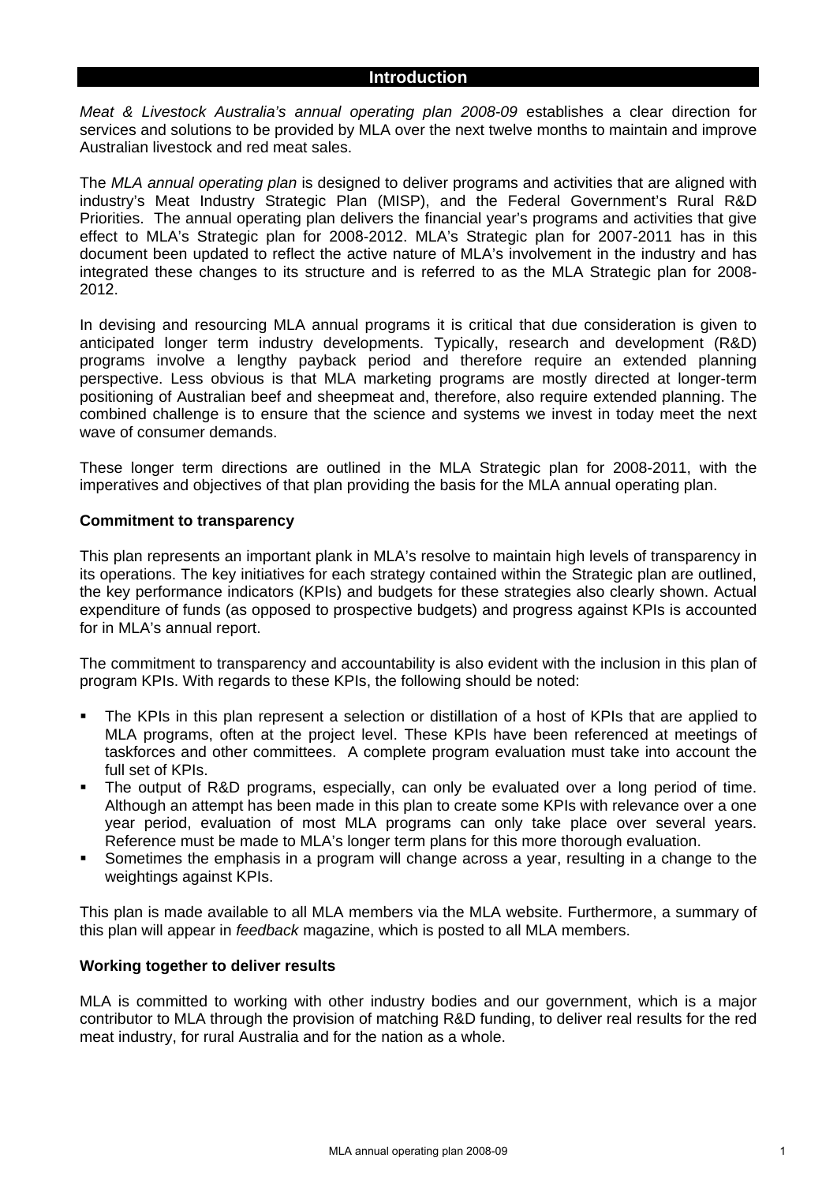## Introduction

*Meat & Livestock Australia's annual operating plan 2008-09* establishes a clear direction for services and solutions to be provided by MLA over the next twelve months to maintain and improve Australian livestock and red meat sales.

The *MLA annual operating plan* is designed to deliver programs and activities that are aligned with industry's Meat Industry Strategic Plan (MISP), and the Federal Government's Rural R&D Priorities. The annual operating plan delivers the financial year's programs and activities that give effect to MLA's Strategic plan for 2008-2012. MLA's Strategic plan for 2007-2011 has in this document been updated to reflect the active nature of MLA's involvement in the industry and has integrated these changes to its structure and is referred to as the MLA Strategic plan for 2008-2012.

In devising and resourcing MLA annual programs it is critical that due consideration is given to anticipated longer term industry developments. Typically, research and development (R&D) programs involve a lengthy payback period and therefore require an extended planning perspective. Less obvious is that MLA marketing programs are mostly directed at longer-term positioning of Australian beef and sheepmeat and, therefore, also require extended planning. The combined challenge is to ensure that the science and systems we invest in today meet the next wave of consumer demands.

These longer term directions are outlined in the MLA Strategic plan for 2008-2011, with the imperatives and objectives of that plan providing the basis for the MLA annual operating plan.

### Commitment to transparency

This plan represents an important plank in MLA's resolve to maintain high levels of transparency in its operations. The key initiatives for each strategy contained within the Strategic plan are outlined, the key performance indicators (KPIs) and budgets for these strategies also clearly shown. Actual expenditure of funds (as opposed to prospective budgets) and progress against KPIs is accounted for in MLA's annual report.

The commitment to transparency and accountability is also evident with the inclusion in this plan of program KPIs. With regards to these KPIs, the following should be noted:

- The KPIs in this plan represent a selection or distillation of a host of KPIs that are applied to MLA programs, often at the project level. These KPIs have been referenced at meetings of taskforces and other committees. A complete program evaluation must take into account the full set of KPIs.
- The output of R&D programs, especially, can only be evaluated over a long period of time. Although an attempt has been made in this plan to create some KPIs with relevance over a one year period, evaluation of most MLA programs can only take place over several years. Reference must be made to MLA's longer term plans for this more thorough evaluation.
- Sometimes the emphasis in a program will change across a year, resulting in a change to the weightings against KPIs.

This plan is made available to all MLA members via the MLA website. Furthermore, a summary of this plan will appear in *feedback* magazine, which is posted to all MLA members.

### Working together to deliver results

MLA is committed to working with other industry bodies and our government, which is a major contributor to MLA through the provision of matching R&D funding, to deliver real results for the red meat industry, for rural Australia and for the nation as a whole.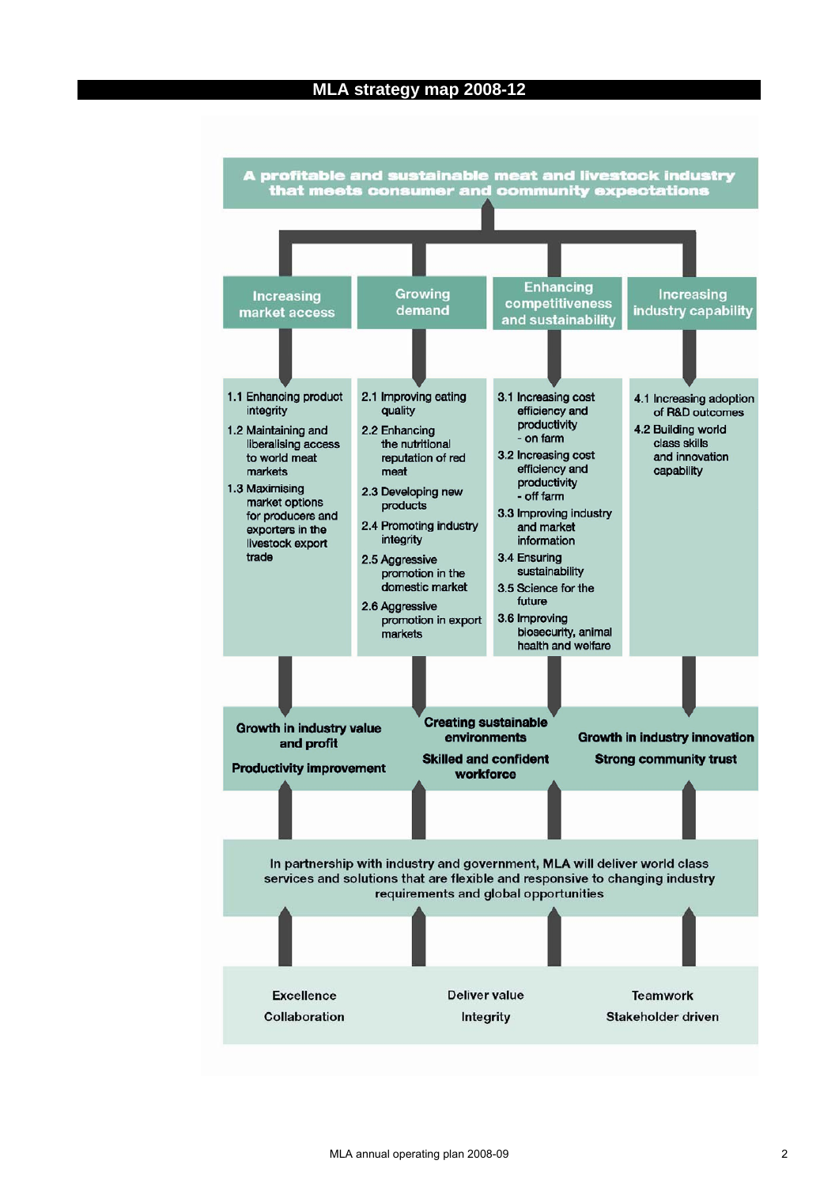# MLA strategy map 2008-12

**A profitable and sustainable meat and livestock industry that meets consumer and community expectations**

| Increasing market access | Growing demand | Enhancing competitiveness and sustainability | Increasing industry capability |
|---|---|---|---|
| 1.1 Enhancing product integrity<br>1.2 Maintaining and liberalising access to world meat markets<br>1.3 Maximising market options for producers and exporters in the livestock export trade | 2.1 Improving eating quality<br>2.2 Enhancing the nutritional reputation of red meat<br>2.3 Developing new products<br>2.4 Promoting industry integrity<br>2.5 Aggressive promotion in the domestic market<br>2.6 Aggressive promotion in export markets | 3.1 Increasing cost efficiency and productivity - on farm<br>3.2 Increasing cost efficiency and productivity - off farm<br>3.3 Improving industry and market information<br>3.4 Ensuring sustainability<br>3.5 Science for the future<br>3.6 Improving biosecurity, animal health and welfare | 4.1 Increasing adoption of R&D outcomes<br>4.2 Building world class skills and innovation capability |

**Growth in industry value and profit**

**Productivity improvement**

**Creating sustainable environments**

**Skilled and confident workforce**

**Growth in industry innovation**

**Strong community trust**

In partnership with industry and government, MLA will deliver world class services and solutions that are flexible and responsive to changing industry requirements and global opportunities

Excellence

Collaboration

Deliver value

Integrity

Teamwork

Stakeholder driven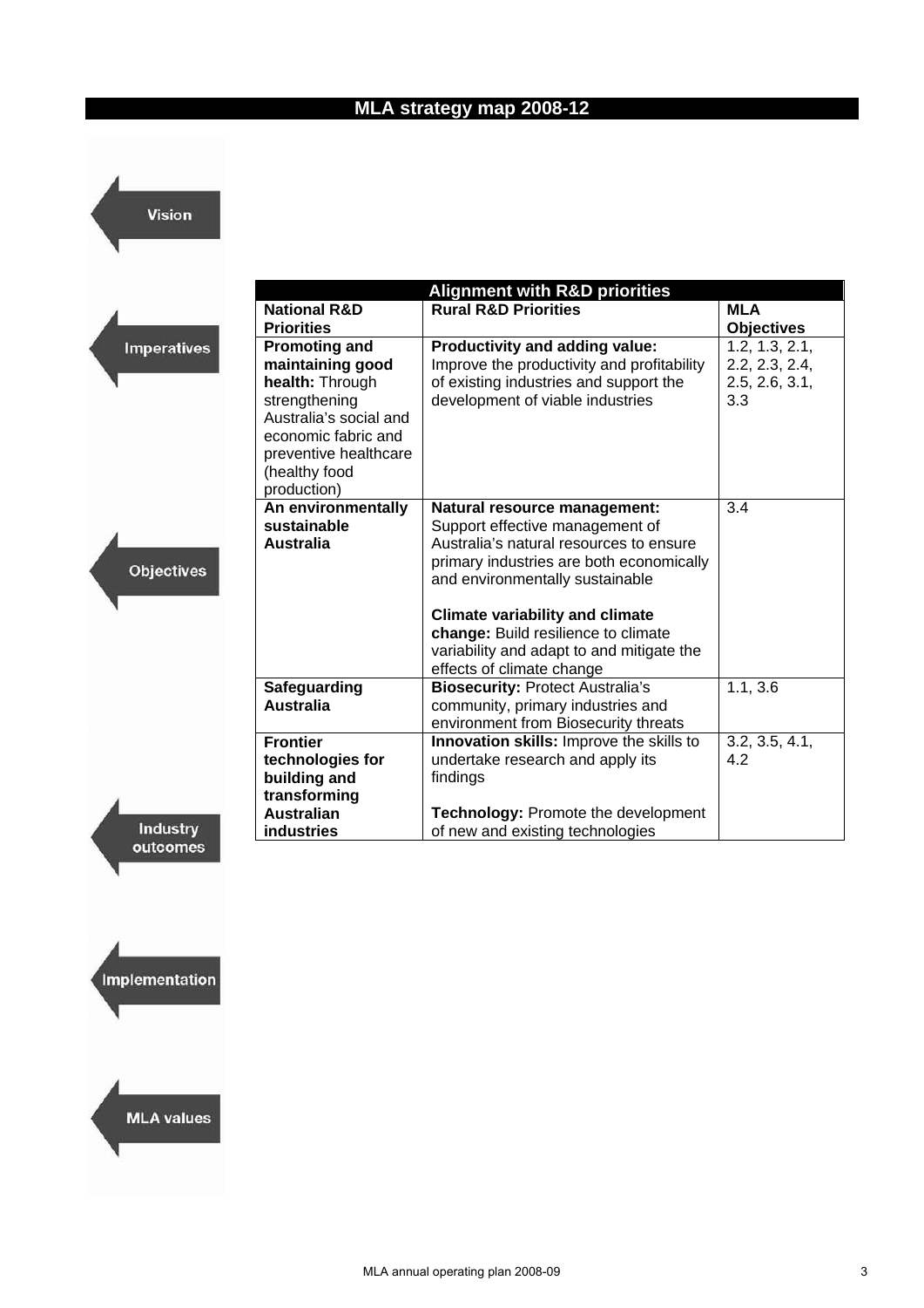## MLA strategy map 2008-12

Vision

Imperatives

Objectives

Industry outcomes

Implementation

MLA values

| Alignment with R&D priorities | | |
|---|---|---|
| **National R&D Priorities** | **Rural R&D Priorities** | **MLA Objectives** |
| **Promoting and maintaining good health:** Through strengthening Australia's social and economic fabric and preventive healthcare (healthy food production) | **Productivity and adding value:** Improve the productivity and profitability of existing industries and support the development of viable industries | 1.2, 1.3, 2.1, 2.2, 2.3, 2.4, 2.5, 2.6, 3.1, 3.3 |
| **An environmentally sustainable Australia** | **Natural resource management:** Support effective management of Australia's natural resources to ensure primary industries are both economically and environmentally sustainable<br><br>**Climate variability and climate change:** Build resilience to climate variability and adapt to and mitigate the effects of climate change | 3.4 |
| **Safeguarding Australia** | **Biosecurity:** Protect Australia's community, primary industries and environment from Biosecurity threats | 1.1, 3.6 |
| **Frontier technologies for building and transforming Australian industries** | **Innovation skills:** Improve the skills to undertake research and apply its findings<br><br>**Technology:** Promote the development of new and existing technologies | 3.2, 3.5, 4.1, 4.2 |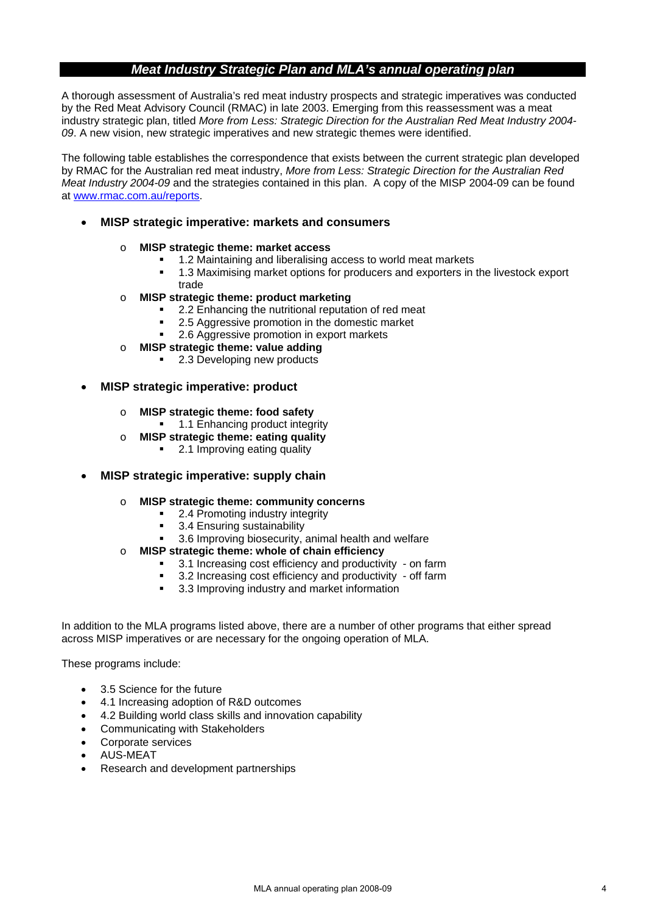## *Meat Industry Strategic Plan and MLA's annual operating plan*

A thorough assessment of Australia's red meat industry prospects and strategic imperatives was conducted by the Red Meat Advisory Council (RMAC) in late 2003. Emerging from this reassessment was a meat industry strategic plan, titled *More from Less: Strategic Direction for the Australian Red Meat Industry 2004-09*. A new vision, new strategic imperatives and new strategic themes were identified.

The following table establishes the correspondence that exists between the current strategic plan developed by RMAC for the Australian red meat industry, *More from Less: Strategic Direction for the Australian Red Meat Industry 2004-09* and the strategies contained in this plan. A copy of the MISP 2004-09 can be found at [www.rmac.com.au/reports](www.rmac.com.au/reports).

- **MISP strategic imperative: markets and consumers**
  - **MISP strategic theme: market access**
    - 1.2 Maintaining and liberalising access to world meat markets
    - 1.3 Maximising market options for producers and exporters in the livestock export trade
  - **MISP strategic theme: product marketing**
    - 2.2 Enhancing the nutritional reputation of red meat
    - 2.5 Aggressive promotion in the domestic market
    - 2.6 Aggressive promotion in export markets
  - **MISP strategic theme: value adding**
    - 2.3 Developing new products

- **MISP strategic imperative: product**
  - **MISP strategic theme: food safety**
    - 1.1 Enhancing product integrity
  - **MISP strategic theme: eating quality**
    - 2.1 Improving eating quality

- **MISP strategic imperative: supply chain**
  - **MISP strategic theme: community concerns**
    - 2.4 Promoting industry integrity
    - 3.4 Ensuring sustainability
    - 3.6 Improving biosecurity, animal health and welfare
  - **MISP strategic theme: whole of chain efficiency**
    - 3.1 Increasing cost efficiency and productivity - on farm
    - 3.2 Increasing cost efficiency and productivity - off farm
    - 3.3 Improving industry and market information

In addition to the MLA programs listed above, there are a number of other programs that either spread across MISP imperatives or are necessary for the ongoing operation of MLA.

These programs include:

- 3.5 Science for the future
- 4.1 Increasing adoption of R&D outcomes
- 4.2 Building world class skills and innovation capability
- Communicating with Stakeholders
- Corporate services
- AUS-MEAT
- Research and development partnerships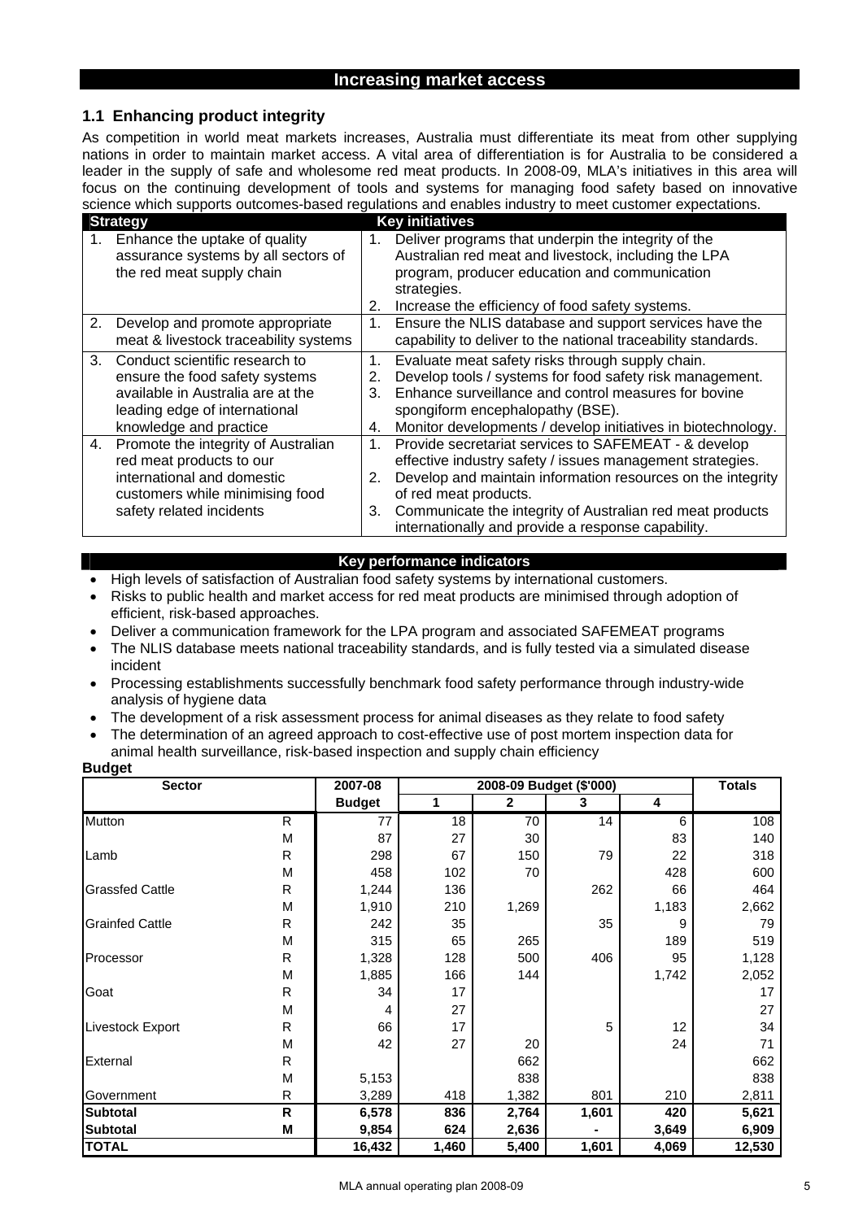# Increasing market access

## 1.1 Enhancing product integrity

As competition in world meat markets increases, Australia must differentiate its meat from other supplying nations in order to maintain market access. A vital area of differentiation is for Australia to be considered a leader in the supply of safe and wholesome red meat products. In 2008-09, MLA's initiatives in this area will focus on the continuing development of tools and systems for managing food safety based on innovative science which supports outcomes-based regulations and enables industry to meet customer expectations.

| Strategy | Key initiatives |
|---|---|
| 1. Enhance the uptake of quality assurance systems by all sectors of the red meat supply chain | 1. Deliver programs that underpin the integrity of the Australian red meat and livestock, including the LPA program, producer education and communication strategies.<br>2. Increase the efficiency of food safety systems. |
| 2. Develop and promote appropriate meat & livestock traceability systems | 1. Ensure the NLIS database and support services have the capability to deliver to the national traceability standards. |
| 3. Conduct scientific research to ensure the food safety systems available in Australia are at the leading edge of international knowledge and practice | 1. Evaluate meat safety risks through supply chain.<br>2. Develop tools / systems for food safety risk management.<br>3. Enhance surveillance and control measures for bovine spongiform encephalopathy (BSE).<br>4. Monitor developments / develop initiatives in biotechnology. |
| 4. Promote the integrity of Australian red meat products to our international and domestic customers while minimising food safety related incidents | 1. Provide secretariat services to SAFEMEAT - & develop effective industry safety / issues management strategies.<br>2. Develop and maintain information resources on the integrity of red meat products.<br>3. Communicate the integrity of Australian red meat products internationally and provide a response capability. |

### Key performance indicators

- High levels of satisfaction of Australian food safety systems by international customers.
- Risks to public health and market access for red meat products are minimised through adoption of efficient, risk-based approaches.
- Deliver a communication framework for the LPA program and associated SAFEMEAT programs
- The NLIS database meets national traceability standards, and is fully tested via a simulated disease incident
- Processing establishments successfully benchmark food safety performance through industry-wide analysis of hygiene data
- The development of a risk assessment process for animal diseases as they relate to food safety
- The determination of an agreed approach to cost-effective use of post mortem inspection data for animal health surveillance, risk-based inspection and supply chain efficiency

**Budget**

| Sector | | 2007-08 | 2008-09 Budget ($'000) | | | | Totals |
|---|---|---|---|---|---|---|---|
| | | **Budget** | **1** | **2** | **3** | **4** | |
| Mutton | R | 77 | 18 | 70 | 14 | 6 | 108 |
| | M | 87 | 27 | 30 | | 83 | 140 |
| Lamb | R | 298 | 67 | 150 | 79 | 22 | 318 |
| | M | 458 | 102 | 70 | | 428 | 600 |
| Grassfed Cattle | R | 1,244 | 136 | | 262 | 66 | 464 |
| | M | 1,910 | 210 | 1,269 | | 1,183 | 2,662 |
| Grainfed Cattle | R | 242 | 35 | | 35 | 9 | 79 |
| | M | 315 | 65 | 265 | | 189 | 519 |
| Processor | R | 1,328 | 128 | 500 | 406 | 95 | 1,128 |
| | M | 1,885 | 166 | 144 | | 1,742 | 2,052 |
| Goat | R | 34 | 17 | | | | 17 |
| | M | 4 | 27 | | | | 27 |
| Livestock Export | R | 66 | 17 | | 5 | 12 | 34 |
| | M | 42 | 27 | 20 | | 24 | 71 |
| External | R | | | 662 | | | 662 |
| | M | 5,153 | | 838 | | | 838 |
| Government | R | 3,289 | 418 | 1,382 | 801 | 210 | 2,811 |
| **Subtotal** | **R** | **6,578** | **836** | **2,764** | **1,601** | **420** | **5,621** |
| **Subtotal** | **M** | **9,854** | **624** | **2,636** | **-** | **3,649** | **6,909** |
| **TOTAL** | | **16,432** | **1,460** | **5,400** | **1,601** | **4,069** | **12,530** |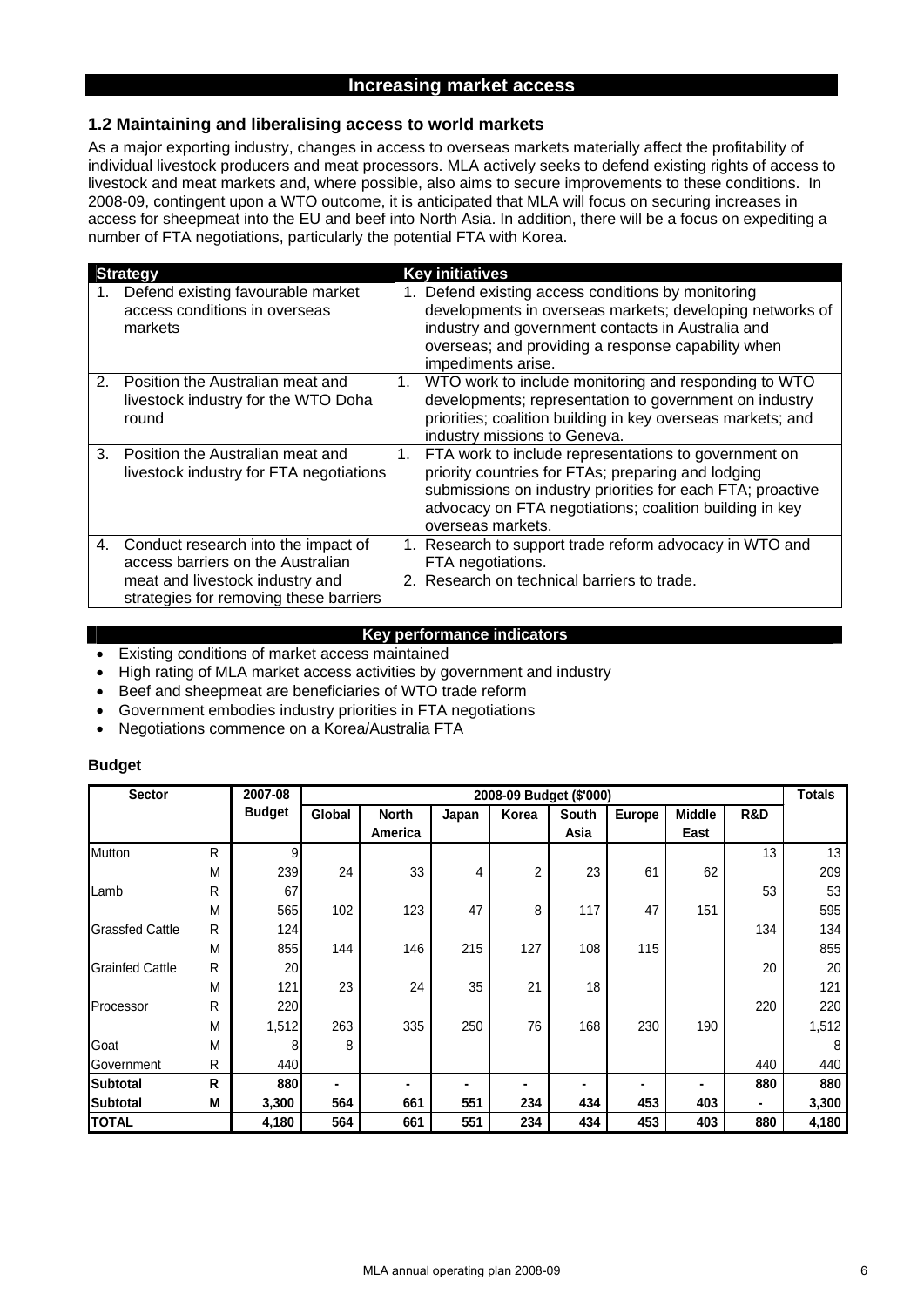# Increasing market access

## 1.2 Maintaining and liberalising access to world markets

As a major exporting industry, changes in access to overseas markets materially affect the profitability of individual livestock producers and meat processors. MLA actively seeks to defend existing rights of access to livestock and meat markets and, where possible, also aims to secure improvements to these conditions. In 2008-09, contingent upon a WTO outcome, it is anticipated that MLA will focus on securing increases in access for sheepmeat into the EU and beef into North Asia. In addition, there will be a focus on expediting a number of FTA negotiations, particularly the potential FTA with Korea.

| Strategy | Key initiatives |
|---|---|
| 1. Defend existing favourable market access conditions in overseas markets | 1. Defend existing access conditions by monitoring developments in overseas markets; developing networks of industry and government contacts in Australia and overseas; and providing a response capability when impediments arise. |
| 2. Position the Australian meat and livestock industry for the WTO Doha round | 1. WTO work to include monitoring and responding to WTO developments; representation to government on industry priorities; coalition building in key overseas markets; and industry missions to Geneva. |
| 3. Position the Australian meat and livestock industry for FTA negotiations | 1. FTA work to include representations to government on priority countries for FTAs; preparing and lodging submissions on industry priorities for each FTA; proactive advocacy on FTA negotiations; coalition building in key overseas markets. |
| 4. Conduct research into the impact of access barriers on the Australian meat and livestock industry and strategies for removing these barriers | 1. Research to support trade reform advocacy in WTO and FTA negotiations.<br>2. Research on technical barriers to trade. |

### Key performance indicators

- Existing conditions of market access maintained
- High rating of MLA market access activities by government and industry
- Beef and sheepmeat are beneficiaries of WTO trade reform
- Government embodies industry priorities in FTA negotiations
- Negotiations commence on a Korea/Australia FTA

**Budget**

| Sector | | 2007-08 Budget | 2008-09 Budget ($'000) | | | | | | | | Totals |
|---|---|---|---|---|---|---|---|---|---|---|---|
| | | | Global | North America | Japan | Korea | South Asia | Europe | Middle East | R&D | |
| Mutton | R | 9 | | | | | | | | 13 | 13 |
| | M | 239 | 24 | 33 | 4 | 2 | 23 | 61 | 62 | | 209 |
| Lamb | R | 67 | | | | | | | | 53 | 53 |
| | M | 565 | 102 | 123 | 47 | 8 | 117 | 47 | 151 | | 595 |
| Grassfed Cattle | R | 124 | | | | | | | | 134 | 134 |
| | M | 855 | 144 | 146 | 215 | 127 | 108 | 115 | | | 855 |
| Grainfed Cattle | R | 20 | | | | | | | | 20 | 20 |
| | M | 121 | 23 | 24 | 35 | 21 | 18 | | | | 121 |
| Processor | R | 220 | | | | | | | | 220 | 220 |
| | M | 1,512 | 263 | 335 | 250 | 76 | 168 | 230 | 190 | | 1,512 |
| Goat | M | 8 | 8 | | | | | | | | 8 |
| Government | R | 440 | | | | | | | | 440 | 440 |
| **Subtotal** | **R** | **880** | **-** | **-** | **-** | **-** | **-** | **-** | **-** | **880** | **880** |
| **Subtotal** | **M** | **3,300** | **564** | **661** | **551** | **234** | **434** | **453** | **403** | **-** | **3,300** |
| **TOTAL** | | **4,180** | **564** | **661** | **551** | **234** | **434** | **453** | **403** | **880** | **4,180** |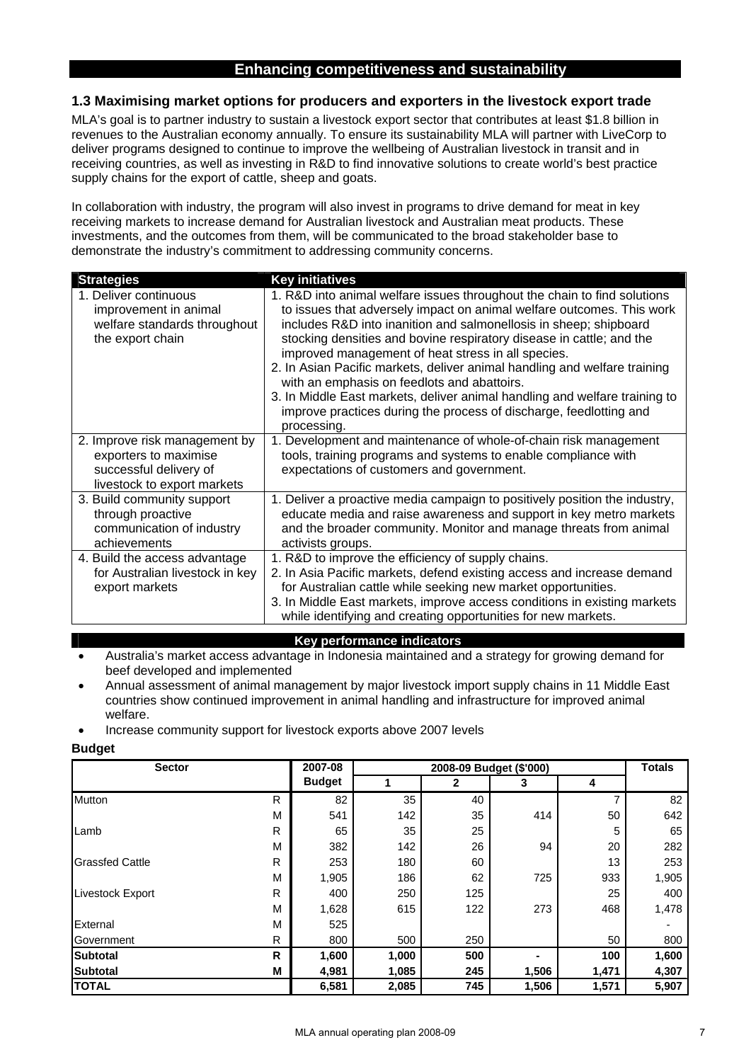## Enhancing competitiveness and sustainability

### 1.3 Maximising market options for producers and exporters in the livestock export trade

MLA's goal is to partner industry to sustain a livestock export sector that contributes at least $1.8 billion in revenues to the Australian economy annually. To ensure its sustainability MLA will partner with LiveCorp to deliver programs designed to continue to improve the wellbeing of Australian livestock in transit and in receiving countries, as well as investing in R&D to find innovative solutions to create world's best practice supply chains for the export of cattle, sheep and goats.

In collaboration with industry, the program will also invest in programs to drive demand for meat in key receiving markets to increase demand for Australian livestock and Australian meat products. These investments, and the outcomes from them, will be communicated to the broad stakeholder base to demonstrate the industry's commitment to addressing community concerns.

| Strategies | Key initiatives |
|---|---|
| 1. Deliver continuous improvement in animal welfare standards throughout the export chain | 1. R&D into animal welfare issues throughout the chain to find solutions to issues that adversely impact on animal welfare outcomes. This work includes R&D into inanition and salmonellosis in sheep; shipboard stocking densities and bovine respiratory disease in cattle; and the improved management of heat stress in all species.<br>2. In Asian Pacific markets, deliver animal handling and welfare training with an emphasis on feedlots and abattoirs.<br>3. In Middle East markets, deliver animal handling and welfare training to improve practices during the process of discharge, feedlotting and processing. |
| 2. Improve risk management by exporters to maximise successful delivery of livestock to export markets | 1. Development and maintenance of whole-of-chain risk management tools, training programs and systems to enable compliance with expectations of customers and government. |
| 3. Build community support through proactive communication of industry achievements | 1. Deliver a proactive media campaign to positively position the industry, educate media and raise awareness and support in key metro markets and the broader community. Monitor and manage threats from animal activists groups. |
| 4. Build the access advantage for Australian livestock in key export markets | 1. R&D to improve the efficiency of supply chains.<br>2. In Asia Pacific markets, defend existing access and increase demand for Australian cattle while seeking new market opportunities.<br>3. In Middle East markets, improve access conditions in existing markets while identifying and creating opportunities for new markets. |

**Key performance indicators**

- Australia's market access advantage in Indonesia maintained and a strategy for growing demand for beef developed and implemented
- Annual assessment of animal management by major livestock import supply chains in 11 Middle East countries show continued improvement in animal handling and infrastructure for improved animal welfare.
- Increase community support for livestock exports above 2007 levels

**Budget**

| Sector | | 2007-08 | 2008-09 Budget ($'000) | | | | Totals |
|---|---|---|---|---|---|---|---|
| | | Budget | 1 | 2 | 3 | 4 | |
| Mutton | R | 82 | 35 | 40 | | 7 | 82 |
| | M | 541 | 142 | 35 | 414 | 50 | 642 |
| Lamb | R | 65 | 35 | 25 | | 5 | 65 |
| | M | 382 | 142 | 26 | 94 | 20 | 282 |
| Grassfed Cattle | R | 253 | 180 | 60 | | 13 | 253 |
| | M | 1,905 | 186 | 62 | 725 | 933 | 1,905 |
| Livestock Export | R | 400 | 250 | 125 | | 25 | 400 |
| | M | 1,628 | 615 | 122 | 273 | 468 | 1,478 |
| External | M | 525 | | | | | - |
| Government | R | 800 | 500 | 250 | | 50 | 800 |
| **Subtotal** | **R** | **1,600** | **1,000** | **500** | **-** | **100** | **1,600** |
| **Subtotal** | **M** | **4,981** | **1,085** | **245** | **1,506** | **1,471** | **4,307** |
| **TOTAL** | | **6,581** | **2,085** | **745** | **1,506** | **1,571** | **5,907** |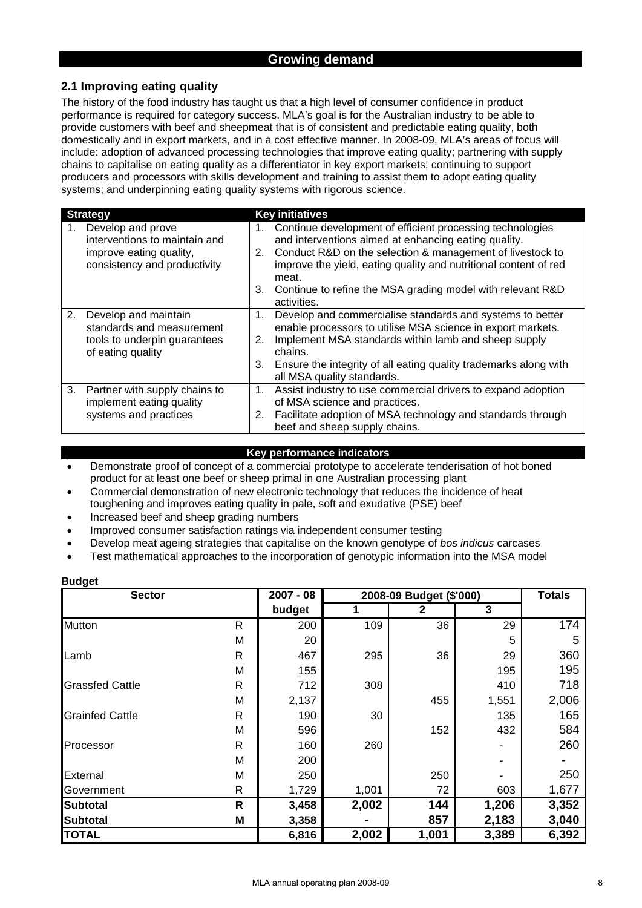# Growing demand

## 2.1 Improving eating quality

The history of the food industry has taught us that a high level of consumer confidence in product performance is required for category success. MLA's goal is for the Australian industry to be able to provide customers with beef and sheepmeat that is of consistent and predictable eating quality, both domestically and in export markets, and in a cost effective manner. In 2008-09, MLA's areas of focus will include: adoption of advanced processing technologies that improve eating quality; partnering with supply chains to capitalise on eating quality as a differentiator in key export markets; continuing to support producers and processors with skills development and training to assist them to adopt eating quality systems; and underpinning eating quality systems with rigorous science.

| Strategy | Key initiatives |
|---|---|
| 1. Develop and prove interventions to maintain and improve eating quality, consistency and productivity | 1. Continue development of efficient processing technologies and interventions aimed at enhancing eating quality.<br>2. Conduct R&D on the selection & management of livestock to improve the yield, eating quality and nutritional content of red meat.<br>3. Continue to refine the MSA grading model with relevant R&D activities. |
| 2. Develop and maintain standards and measurement tools to underpin guarantees of eating quality | 1. Develop and commercialise standards and systems to better enable processors to utilise MSA science in export markets.<br>2. Implement MSA standards within lamb and sheep supply chains.<br>3. Ensure the integrity of all eating quality trademarks along with all MSA quality standards. |
| 3. Partner with supply chains to implement eating quality systems and practices | 1. Assist industry to use commercial drivers to expand adoption of MSA science and practices.<br>2. Facilitate adoption of MSA technology and standards through beef and sheep supply chains. |

### Key performance indicators

- Demonstrate proof of concept of a commercial prototype to accelerate tenderisation of hot boned product for at least one beef or sheep primal in one Australian processing plant
- Commercial demonstration of new electronic technology that reduces the incidence of heat toughening and improves eating quality in pale, soft and exudative (PSE) beef
- Increased beef and sheep grading numbers
- Improved consumer satisfaction ratings via independent consumer testing
- Develop meat ageing strategies that capitalise on the known genotype of *bos indicus* carcases
- Test mathematical approaches to the incorporation of genotypic information into the MSA model

**Budget**

| Sector | | 2007 - 08 | 2008-09 Budget ($'000) | | | Totals |
|---|---|---|---|---|---|---|
| | | budget | 1 | 2 | 3 | |
| Mutton | R | 200 | 109 | 36 | 29 | 174 |
| | M | 20 | | | 5 | 5 |
| Lamb | R | 467 | 295 | 36 | 29 | 360 |
| | M | 155 | | | 195 | 195 |
| Grassfed Cattle | R | 712 | 308 | | 410 | 718 |
| | M | 2,137 | | 455 | 1,551 | 2,006 |
| Grainfed Cattle | R | 190 | 30 | | 135 | 165 |
| | M | 596 | | 152 | 432 | 584 |
| Processor | R | 160 | 260 | | - | 260 |
| | M | 200 | | | - | - |
| External | M | 250 | | 250 | - | 250 |
| Government | R | 1,729 | 1,001 | 72 | 603 | 1,677 |
| **Subtotal** | **R** | **3,458** | **2,002** | **144** | **1,206** | **3,352** |
| **Subtotal** | **M** | **3,358** | **-** | **857** | **2,183** | **3,040** |
| **TOTAL** | | **6,816** | **2,002** | **1,001** | **3,389** | **6,392** |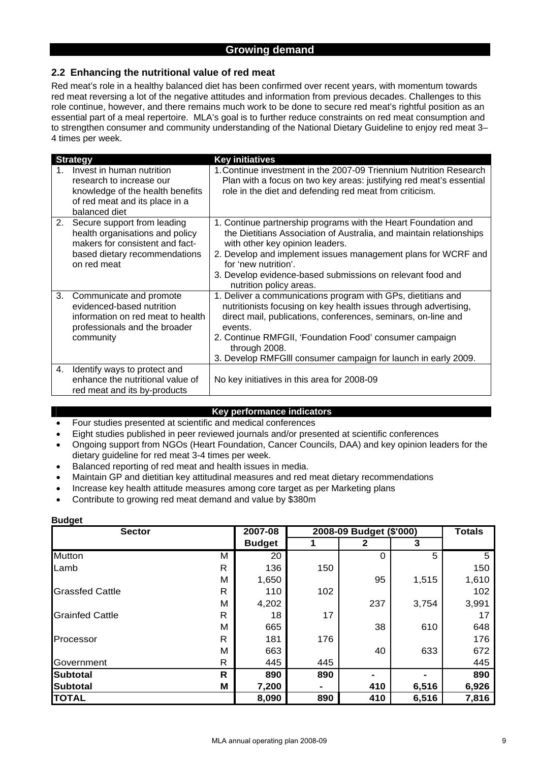## Growing demand

### 2.2 Enhancing the nutritional value of red meat

Red meat's role in a healthy balanced diet has been confirmed over recent years, with momentum towards red meat reversing a lot of the negative attitudes and information from previous decades. Challenges to this role continue, however, and there remains much work to be done to secure red meat's rightful position as an essential part of a meal repertoire. MLA's goal is to further reduce constraints on red meat consumption and to strengthen consumer and community understanding of the National Dietary Guideline to enjoy red meat 3–4 times per week.

| Strategy | Key initiatives |
|---|---|
| 1. Invest in human nutrition research to increase our knowledge of the health benefits of red meat and its place in a balanced diet | 1. Continue investment in the 2007-09 Triennium Nutrition Research Plan with a focus on two key areas: justifying red meat's essential role in the diet and defending red meat from criticism. |
| 2. Secure support from leading health organisations and policy makers for consistent and fact-based dietary recommendations on red meat | 1. Continue partnership programs with the Heart Foundation and the Dietitians Association of Australia, and maintain relationships with other key opinion leaders.<br>2. Develop and implement issues management plans for WCRF and for 'new nutrition'.<br>3. Develop evidence-based submissions on relevant food and nutrition policy areas. |
| 3. Communicate and promote evidenced-based nutrition information on red meat to health professionals and the broader community | 1. Deliver a communications program with GPs, dietitians and nutritionists focusing on key health issues through advertising, direct mail, publications, conferences, seminars, on-line and events.<br>2. Continue RMFGII, 'Foundation Food' consumer campaign through 2008.<br>3. Develop RMFGIII consumer campaign for launch in early 2009. |
| 4. Identify ways to protect and enhance the nutritional value of red meat and its by-products | No key initiatives in this area for 2008-09 |

#### Key performance indicators

- Four studies presented at scientific and medical conferences
- Eight studies published in peer reviewed journals and/or presented at scientific conferences
- Ongoing support from NGOs (Heart Foundation, Cancer Councils, DAA) and key opinion leaders for the dietary guideline for red meat 3-4 times per week.
- Balanced reporting of red meat and health issues in media.
- Maintain GP and dietitian key attitudinal measures and red meat dietary recommendations
- Increase key health attitude measures among core target as per Marketing plans
- Contribute to growing red meat demand and value by $380m

**Budget**

| Sector | | 2007-08 | 2008-09 Budget ($'000) | | | Totals |
|---|---|---|---|---|---|---|
| | | **Budget** | **1** | **2** | **3** | |
| Mutton | M | 20 | | 0 | 5 | 5 |
| Lamb | R | 136 | 150 | | | 150 |
| | M | 1,650 | | 95 | 1,515 | 1,610 |
| Grassfed Cattle | R | 110 | 102 | | | 102 |
| | M | 4,202 | | 237 | 3,754 | 3,991 |
| Grainfed Cattle | R | 18 | 17 | | | 17 |
| | M | 665 | | 38 | 610 | 648 |
| Processor | R | 181 | 176 | | | 176 |
| | M | 663 | | 40 | 633 | 672 |
| Government | R | 445 | 445 | | | 445 |
| **Subtotal** | **R** | **890** | **890** | **-** | **-** | **890** |
| **Subtotal** | **M** | **7,200** | **-** | **410** | **6,516** | **6,926** |
| **TOTAL** | | **8,090** | **890** | **410** | **6,516** | **7,816** |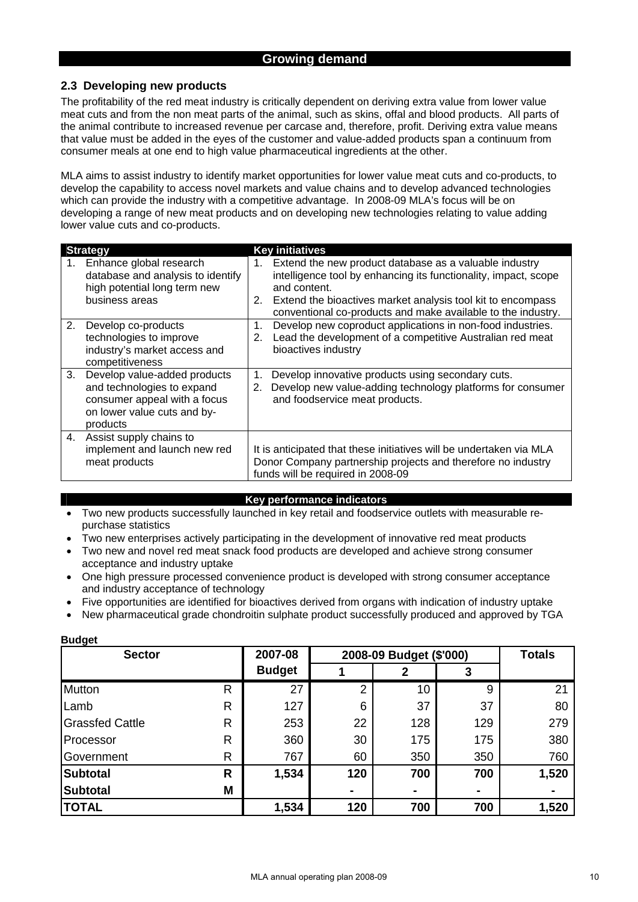# Growing demand

## 2.3 Developing new products

The profitability of the red meat industry is critically dependent on deriving extra value from lower value meat cuts and from the non meat parts of the animal, such as skins, offal and blood products. All parts of the animal contribute to increased revenue per carcase and, therefore, profit. Deriving extra value means that value must be added in the eyes of the customer and value-added products span a continuum from consumer meals at one end to high value pharmaceutical ingredients at the other.

MLA aims to assist industry to identify market opportunities for lower value meat cuts and co-products, to develop the capability to access novel markets and value chains and to develop advanced technologies which can provide the industry with a competitive advantage. In 2008-09 MLA's focus will be on developing a range of new meat products and on developing new technologies relating to value adding lower value cuts and co-products.

| Strategy | Key initiatives |
|---|---|
| 1. Enhance global research database and analysis to identify high potential long term new business areas | 1. Extend the new product database as a valuable industry intelligence tool by enhancing its functionality, impact, scope and content.<br>2. Extend the bioactives market analysis tool kit to encompass conventional co-products and make available to the industry. |
| 2. Develop co-products technologies to improve industry's market access and competitiveness | 1. Develop new coproduct applications in non-food industries.<br>2. Lead the development of a competitive Australian red meat bioactives industry |
| 3. Develop value-added products and technologies to expand consumer appeal with a focus on lower value cuts and by-products | 1. Develop innovative products using secondary cuts.<br>2. Develop new value-adding technology platforms for consumer and foodservice meat products. |
| 4. Assist supply chains to implement and launch new red meat products | It is anticipated that these initiatives will be undertaken via MLA Donor Company partnership projects and therefore no industry funds will be required in 2008-09 |

### Key performance indicators

- Two new products successfully launched in key retail and foodservice outlets with measurable re-purchase statistics
- Two new enterprises actively participating in the development of innovative red meat products
- Two new and novel red meat snack food products are developed and achieve strong consumer acceptance and industry uptake
- One high pressure processed convenience product is developed with strong consumer acceptance and industry acceptance of technology
- Five opportunities are identified for bioactives derived from organs with indication of industry uptake
- New pharmaceutical grade chondroitin sulphate product successfully produced and approved by TGA

**Budget**

| Sector | | 2007-08 Budget | 2008-09 Budget ($'000) | | | Totals |
|---|---|---|---|---|---|---|
| | | | 1 | 2 | 3 | |
| Mutton | R | 27 | 2 | 10 | 9 | 21 |
| Lamb | R | 127 | 6 | 37 | 37 | 80 |
| Grassfed Cattle | R | 253 | 22 | 128 | 129 | 279 |
| Processor | R | 360 | 30 | 175 | 175 | 380 |
| Government | R | 767 | 60 | 350 | 350 | 760 |
| **Subtotal** | **R** | **1,534** | **120** | **700** | **700** | **1,520** |
| **Subtotal** | **M** | | **-** | **-** | **-** | **-** |
| **TOTAL** | | **1,534** | **120** | **700** | **700** | **1,520** |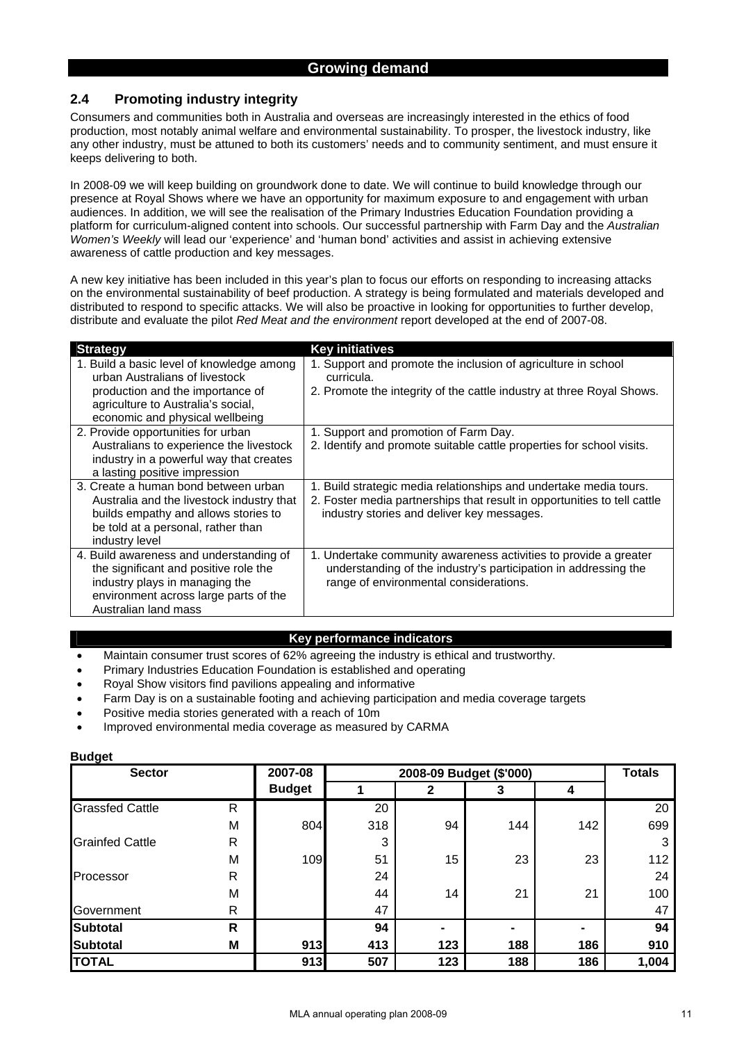## Growing demand

## 2.4 Promoting industry integrity

Consumers and communities both in Australia and overseas are increasingly interested in the ethics of food production, most notably animal welfare and environmental sustainability. To prosper, the livestock industry, like any other industry, must be attuned to both its customers' needs and to community sentiment, and must ensure it keeps delivering to both.

In 2008-09 we will keep building on groundwork done to date. We will continue to build knowledge through our presence at Royal Shows where we have an opportunity for maximum exposure to and engagement with urban audiences. In addition, we will see the realisation of the Primary Industries Education Foundation providing a platform for curriculum-aligned content into schools. Our successful partnership with Farm Day and the *Australian Women's Weekly* will lead our 'experience' and 'human bond' activities and assist in achieving extensive awareness of cattle production and key messages.

A new key initiative has been included in this year's plan to focus our efforts on responding to increasing attacks on the environmental sustainability of beef production. A strategy is being formulated and materials developed and distributed to respond to specific attacks. We will also be proactive in looking for opportunities to further develop, distribute and evaluate the pilot *Red Meat and the environment* report developed at the end of 2007-08.

| Strategy | Key initiatives |
|---|---|
| 1. Build a basic level of knowledge among urban Australians of livestock production and the importance of agriculture to Australia's social, economic and physical wellbeing | 1. Support and promote the inclusion of agriculture in school curricula.<br>2. Promote the integrity of the cattle industry at three Royal Shows. |
| 2. Provide opportunities for urban Australians to experience the livestock industry in a powerful way that creates a lasting positive impression | 1. Support and promotion of Farm Day.<br>2. Identify and promote suitable cattle properties for school visits. |
| 3. Create a human bond between urban Australia and the livestock industry that builds empathy and allows stories to be told at a personal, rather than industry level | 1. Build strategic media relationships and undertake media tours.<br>2. Foster media partnerships that result in opportunities to tell cattle industry stories and deliver key messages. |
| 4. Build awareness and understanding of the significant and positive role the industry plays in managing the environment across large parts of the Australian land mass | 1. Undertake community awareness activities to provide a greater understanding of the industry's participation in addressing the range of environmental considerations. |

### Key performance indicators

- Maintain consumer trust scores of 62% agreeing the industry is ethical and trustworthy.
- Primary Industries Education Foundation is established and operating
- Royal Show visitors find pavilions appealing and informative
- Farm Day is on a sustainable footing and achieving participation and media coverage targets
- Positive media stories generated with a reach of 10m
- Improved environmental media coverage as measured by CARMA

**Budget**

| Sector | | 2007-08 Budget | 2008-09 Budget ($'000) | | | | Totals |
|---|---|---|---|---|---|---|---|
| | | | 1 | 2 | 3 | 4 | |
| Grassfed Cattle | R | | 20 | | | | 20 |
| | M | 804 | 318 | 94 | 144 | 142 | 699 |
| Grainfed Cattle | R | | 3 | | | | 3 |
| | M | 109 | 51 | 15 | 23 | 23 | 112 |
| Processor | R | | 24 | | | | 24 |
| | M | | 44 | 14 | 21 | 21 | 100 |
| Government | R | | 47 | | | | 47 |
| **Subtotal** | **R** | | **94** | **-** | **-** | **-** | **94** |
| **Subtotal** | **M** | **913** | **413** | **123** | **188** | **186** | **910** |
| **TOTAL** | | **913** | **507** | **123** | **188** | **186** | **1,004** |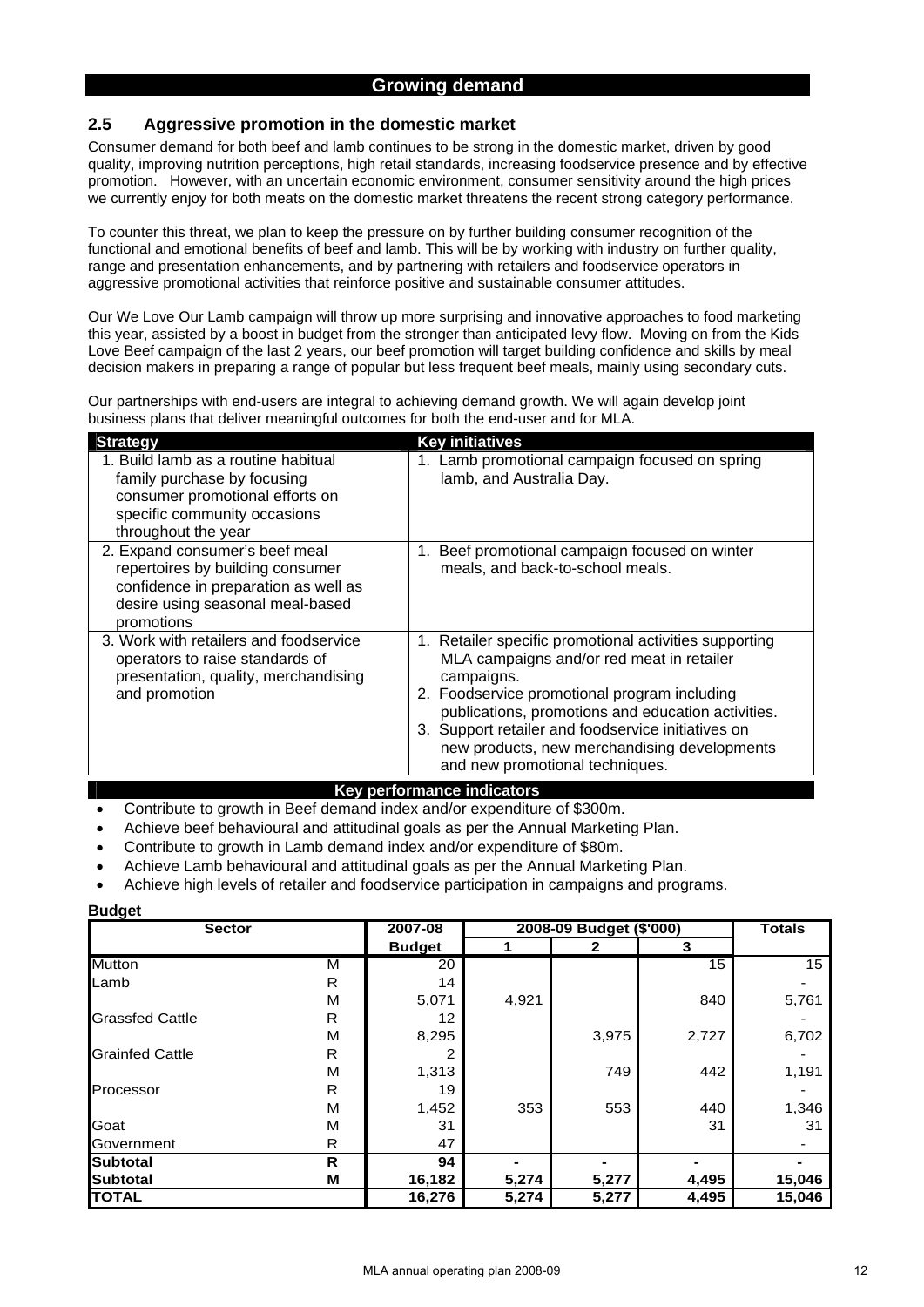## Growing demand

### 2.5 Aggressive promotion in the domestic market

Consumer demand for both beef and lamb continues to be strong in the domestic market, driven by good quality, improving nutrition perceptions, high retail standards, increasing foodservice presence and by effective promotion. However, with an uncertain economic environment, consumer sensitivity around the high prices we currently enjoy for both meats on the domestic market threatens the recent strong category performance.

To counter this threat, we plan to keep the pressure on by further building consumer recognition of the functional and emotional benefits of beef and lamb. This will be by working with industry on further quality, range and presentation enhancements, and by partnering with retailers and foodservice operators in aggressive promotional activities that reinforce positive and sustainable consumer attitudes.

Our We Love Our Lamb campaign will throw up more surprising and innovative approaches to food marketing this year, assisted by a boost in budget from the stronger than anticipated levy flow. Moving on from the Kids Love Beef campaign of the last 2 years, our beef promotion will target building confidence and skills by meal decision makers in preparing a range of popular but less frequent beef meals, mainly using secondary cuts.

Our partnerships with end-users are integral to achieving demand growth. We will again develop joint business plans that deliver meaningful outcomes for both the end-user and for MLA.

| Strategy | Key initiatives |
|---|---|
| 1. Build lamb as a routine habitual family purchase by focusing consumer promotional efforts on specific community occasions throughout the year | 1. Lamb promotional campaign focused on spring lamb, and Australia Day. |
| 2. Expand consumer's beef meal repertoires by building consumer confidence in preparation as well as desire using seasonal meal-based promotions | 1. Beef promotional campaign focused on winter meals, and back-to-school meals. |
| 3. Work with retailers and foodservice operators to raise standards of presentation, quality, merchandising and promotion | 1. Retailer specific promotional activities supporting MLA campaigns and/or red meat in retailer campaigns.<br>2. Foodservice promotional program including publications, promotions and education activities.<br>3. Support retailer and foodservice initiatives on new products, new merchandising developments and new promotional techniques. |

**Key performance indicators**

- Contribute to growth in Beef demand index and/or expenditure of $300m.
- Achieve beef behavioural and attitudinal goals as per the Annual Marketing Plan.
- Contribute to growth in Lamb demand index and/or expenditure of $80m.
- Achieve Lamb behavioural and attitudinal goals as per the Annual Marketing Plan.
- Achieve high levels of retailer and foodservice participation in campaigns and programs.

**Budget**

| Sector | | 2007-08 | 2008-09 Budget ($'000) | | | Totals |
|---|---|---|---|---|---|---|
| | | **Budget** | **1** | **2** | **3** | |
| Mutton | M | 20 | | | 15 | 15 |
| Lamb | R | 14 | | | | - |
| | M | 5,071 | 4,921 | | 840 | 5,761 |
| Grassfed Cattle | R | 12 | | | | - |
| | M | 8,295 | | 3,975 | 2,727 | 6,702 |
| Grainfed Cattle | R | 2 | | | | - |
| | M | 1,313 | | 749 | 442 | 1,191 |
| Processor | R | 19 | | | | - |
| | M | 1,452 | 353 | 553 | 440 | 1,346 |
| Goat | M | 31 | | | 31 | 31 |
| Government | R | 47 | | | | - |
| **Subtotal** | **R** | **94** | **-** | **-** | **-** | **-** |
| **Subtotal** | **M** | **16,182** | **5,274** | **5,277** | **4,495** | **15,046** |
| **TOTAL** | | **16,276** | **5,274** | **5,277** | **4,495** | **15,046** |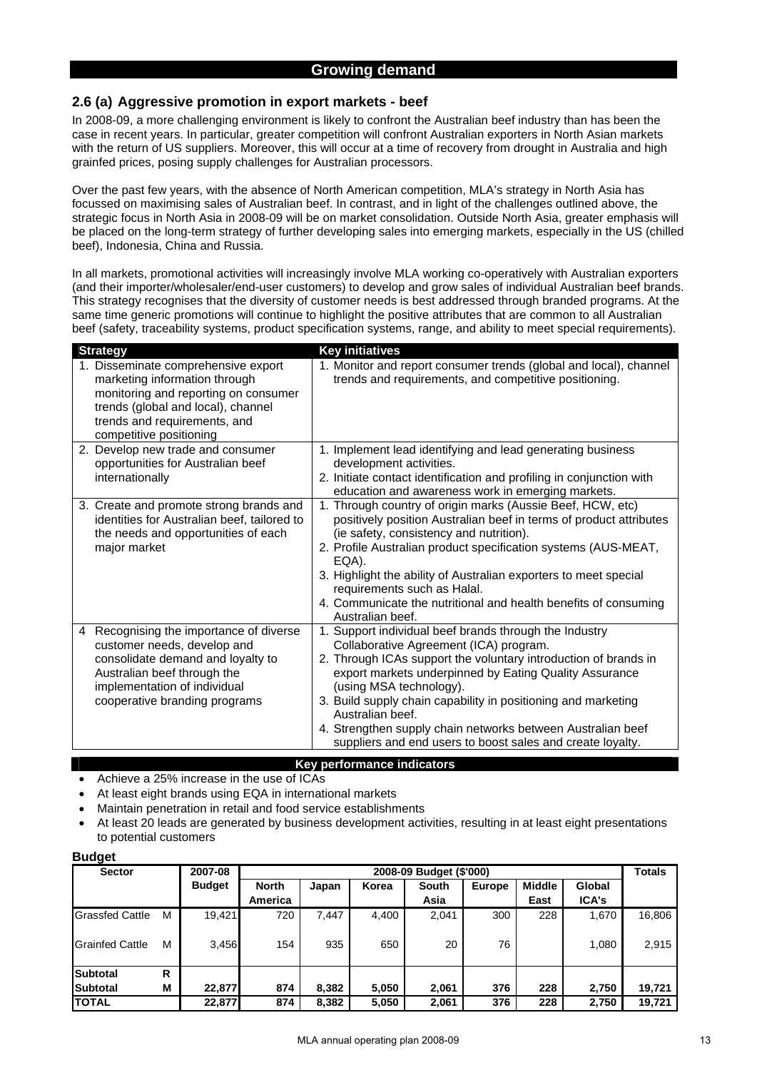## Growing demand

### 2.6 (a) Aggressive promotion in export markets - beef

In 2008-09, a more challenging environment is likely to confront the Australian beef industry than has been the case in recent years. In particular, greater competition will confront Australian exporters in North Asian markets with the return of US suppliers. Moreover, this will occur at a time of recovery from drought in Australia and high grainfed prices, posing supply challenges for Australian processors.

Over the past few years, with the absence of North American competition, MLA's strategy in North Asia has focussed on maximising sales of Australian beef. In contrast, and in light of the challenges outlined above, the strategic focus in North Asia in 2008-09 will be on market consolidation. Outside North Asia, greater emphasis will be placed on the long-term strategy of further developing sales into emerging markets, especially in the US (chilled beef), Indonesia, China and Russia.

In all markets, promotional activities will increasingly involve MLA working co-operatively with Australian exporters (and their importer/wholesaler/end-user customers) to develop and grow sales of individual Australian beef brands. This strategy recognises that the diversity of customer needs is best addressed through branded programs. At the same time generic promotions will continue to highlight the positive attributes that are common to all Australian beef (safety, traceability systems, product specification systems, range, and ability to meet special requirements).

| Strategy | Key initiatives |
|---|---|
| 1. Disseminate comprehensive export marketing information through monitoring and reporting on consumer trends (global and local), channel trends and requirements, and competitive positioning | 1. Monitor and report consumer trends (global and local), channel trends and requirements, and competitive positioning. |
| 2. Develop new trade and consumer opportunities for Australian beef internationally | 1. Implement lead identifying and lead generating business development activities.<br>2. Initiate contact identification and profiling in conjunction with education and awareness work in emerging markets. |
| 3. Create and promote strong brands and identities for Australian beef, tailored to the needs and opportunities of each major market | 1. Through country of origin marks (Aussie Beef, HCW, etc) positively position Australian beef in terms of product attributes (ie safety, consistency and nutrition).<br>2. Profile Australian product specification systems (AUS-MEAT, EQA).<br>3. Highlight the ability of Australian exporters to meet special requirements such as Halal.<br>4. Communicate the nutritional and health benefits of consuming Australian beef. |
| 4 Recognising the importance of diverse customer needs, develop and consolidate demand and loyalty to Australian beef through the implementation of individual cooperative branding programs | 1. Support individual beef brands through the Industry Collaborative Agreement (ICA) program.<br>2. Through ICAs support the voluntary introduction of brands in export markets underpinned by Eating Quality Assurance (using MSA technology).<br>3. Build supply chain capability in positioning and marketing Australian beef.<br>4. Strengthen supply chain networks between Australian beef suppliers and end users to boost sales and create loyalty. |

**Key performance indicators**

- Achieve a 25% increase in the use of ICAs
- At least eight brands using EQA in international markets
- Maintain penetration in retail and food service establishments
- At least 20 leads are generated by business development activities, resulting in at least eight presentations to potential customers

**Budget**

| Sector | | 2007-08 | 2008-09 Budget ($'000) | | | | | | | Totals |
|---|---|---|---|---|---|---|---|---|---|---|
| | | Budget | North America | Japan | Korea | South Asia | Europe | Middle East | Global ICA's | |
| Grassfed Cattle | M | 19,421 | 720 | 7,447 | 4,400 | 2,041 | 300 | 228 | 1,670 | 16,806 |
| Grainfed Cattle | M | 3,456 | 154 | 935 | 650 | 20 | 76 | | 1,080 | 2,915 |
| **Subtotal** | **R** | | | | | | | | | |
| **Subtotal** | **M** | **22,877** | **874** | **8,382** | **5,050** | **2,061** | **376** | **228** | **2,750** | **19,721** |
| **TOTAL** | | **22,877** | **874** | **8,382** | **5,050** | **2,061** | **376** | **228** | **2,750** | **19,721** |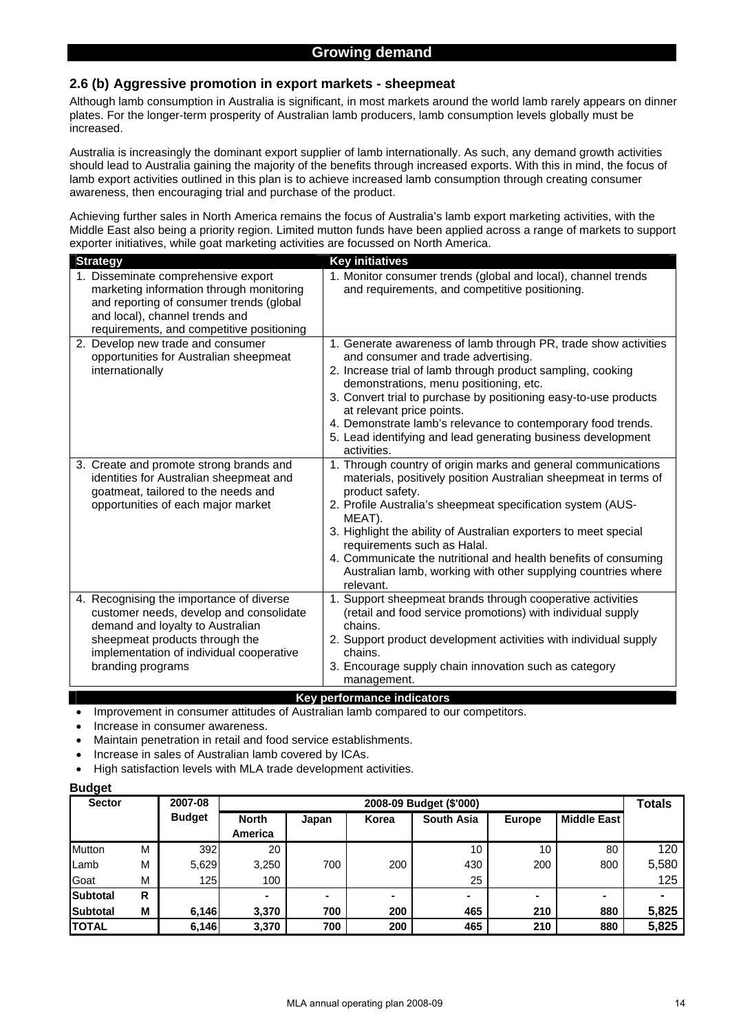## Growing demand

### 2.6 (b) Aggressive promotion in export markets - sheepmeat

Although lamb consumption in Australia is significant, in most markets around the world lamb rarely appears on dinner plates. For the longer-term prosperity of Australian lamb producers, lamb consumption levels globally must be increased.

Australia is increasingly the dominant export supplier of lamb internationally. As such, any demand growth activities should lead to Australia gaining the majority of the benefits through increased exports. With this in mind, the focus of lamb export activities outlined in this plan is to achieve increased lamb consumption through creating consumer awareness, then encouraging trial and purchase of the product.

Achieving further sales in North America remains the focus of Australia's lamb export marketing activities, with the Middle East also being a priority region. Limited mutton funds have been applied across a range of markets to support exporter initiatives, while goat marketing activities are focussed on North America.

| Strategy | Key initiatives |
|---|---|
| 1. Disseminate comprehensive export marketing information through monitoring and reporting of consumer trends (global and local), channel trends and requirements, and competitive positioning | 1. Monitor consumer trends (global and local), channel trends and requirements, and competitive positioning. |
| 2. Develop new trade and consumer opportunities for Australian sheepmeat internationally | 1. Generate awareness of lamb through PR, trade show activities and consumer and trade advertising.<br>2. Increase trial of lamb through product sampling, cooking demonstrations, menu positioning, etc.<br>3. Convert trial to purchase by positioning easy-to-use products at relevant price points.<br>4. Demonstrate lamb's relevance to contemporary food trends.<br>5. Lead identifying and lead generating business development activities. |
| 3. Create and promote strong brands and identities for Australian sheepmeat and goatmeat, tailored to the needs and opportunities of each major market | 1. Through country of origin marks and general communications materials, positively position Australian sheepmeat in terms of product safety.<br>2. Profile Australia's sheepmeat specification system (AUS-MEAT).<br>3. Highlight the ability of Australian exporters to meet special requirements such as Halal.<br>4. Communicate the nutritional and health benefits of consuming Australian lamb, working with other supplying countries where relevant. |
| 4. Recognising the importance of diverse customer needs, develop and consolidate demand and loyalty to Australian sheepmeat products through the implementation of individual cooperative branding programs | 1. Support sheepmeat brands through cooperative activities (retail and food service promotions) with individual supply chains.<br>2. Support product development activities with individual supply chains.<br>3. Encourage supply chain innovation such as category management. |

**Key performance indicators**

- Improvement in consumer attitudes of Australian lamb compared to our competitors.
- Increase in consumer awareness.
- Maintain penetration in retail and food service establishments.
- Increase in sales of Australian lamb covered by ICAs.
- High satisfaction levels with MLA trade development activities.

**Budget**

| Sector | | 2007-08 Budget | 2008-09 Budget ($'000) | | | | | | Totals |
|---|---|---|---|---|---|---|---|---|---|
| | | | North America | Japan | Korea | South Asia | Europe | Middle East | |
| Mutton | M | 392 | 20 | | | 10 | 10 | 80 | 120 |
| Lamb | M | 5,629 | 3,250 | 700 | 200 | 430 | 200 | 800 | 5,580 |
| Goat | M | 125 | 100 | | | 25 | | | 125 |
| **Subtotal** | **R** | | - | - | - | - | - | - | - |
| **Subtotal** | **M** | **6,146** | **3,370** | **700** | **200** | **465** | **210** | **880** | **5,825** |
| **TOTAL** | | **6,146** | **3,370** | **700** | **200** | **465** | **210** | **880** | **5,825** |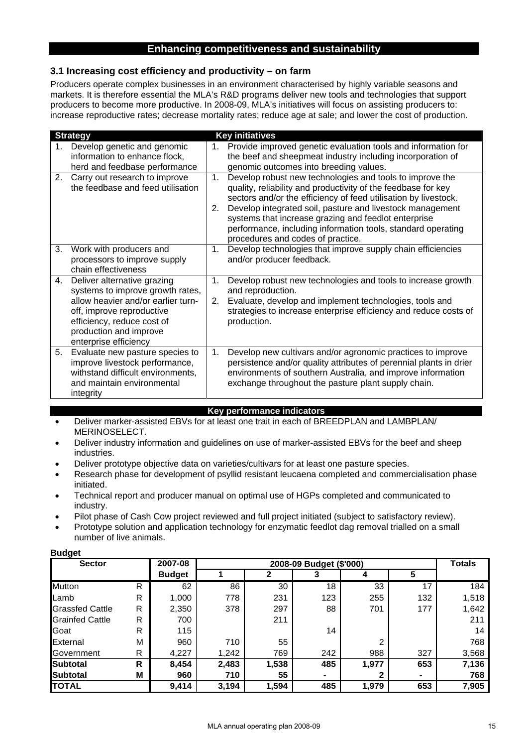## Enhancing competitiveness and sustainability

### 3.1 Increasing cost efficiency and productivity – on farm

Producers operate complex businesses in an environment characterised by highly variable seasons and markets. It is therefore essential the MLA's R&D programs deliver new tools and technologies that support producers to become more productive. In 2008-09, MLA's initiatives will focus on assisting producers to: increase reproductive rates; decrease mortality rates; reduce age at sale; and lower the cost of production.

| Strategy | Key initiatives |
|---|---|
| 1. Develop genetic and genomic information to enhance flock, herd and feedbase performance | 1. Provide improved genetic evaluation tools and information for the beef and sheepmeat industry including incorporation of genomic outcomes into breeding values. |
| 2. Carry out research to improve the feedbase and feed utilisation | 1. Develop robust new technologies and tools to improve the quality, reliability and productivity of the feedbase for key sectors and/or the efficiency of feed utilisation by livestock.<br>2. Develop integrated soil, pasture and livestock management systems that increase grazing and feedlot enterprise performance, including information tools, standard operating procedures and codes of practice. |
| 3. Work with producers and processors to improve supply chain effectiveness | 1. Develop technologies that improve supply chain efficiencies and/or producer feedback. |
| 4. Deliver alternative grazing systems to improve growth rates, allow heavier and/or earlier turn-off, improve reproductive efficiency, reduce cost of production and improve enterprise efficiency | 1. Develop robust new technologies and tools to increase growth and reproduction.<br>2. Evaluate, develop and implement technologies, tools and strategies to increase enterprise efficiency and reduce costs of production. |
| 5. Evaluate new pasture species to improve livestock performance, withstand difficult environments, and maintain environmental integrity | 1. Develop new cultivars and/or agronomic practices to improve persistence and/or quality attributes of perennial plants in drier environments of southern Australia, and improve information exchange throughout the pasture plant supply chain. |

**Key performance indicators**

- Deliver marker-assisted EBVs for at least one trait in each of BREEDPLAN and LAMBPLAN/ MERINOSELECT.
- Deliver industry information and guidelines on use of marker-assisted EBVs for the beef and sheep industries.
- Deliver prototype objective data on varieties/cultivars for at least one pasture species.
- Research phase for development of psyllid resistant leucaena completed and commercialisation phase initiated.
- Technical report and producer manual on optimal use of HGPs completed and communicated to industry.
- Pilot phase of Cash Cow project reviewed and full project initiated (subject to satisfactory review).
- Prototype solution and application technology for enzymatic feedlot dag removal trialled on a small number of live animals.

**Budget**

| Sector | | 2007-08 | 2008-09 Budget ($'000) | | | | | Totals |
|---|---|---|---|---|---|---|---|---|
| | | Budget | 1 | 2 | 3 | 4 | 5 | |
| Mutton | R | 62 | 86 | 30 | 18 | 33 | 17 | 184 |
| Lamb | R | 1,000 | 778 | 231 | 123 | 255 | 132 | 1,518 |
| Grassfed Cattle | R | 2,350 | 378 | 297 | 88 | 701 | 177 | 1,642 |
| Grainfed Cattle | R | 700 | | 211 | | | | 211 |
| Goat | R | 115 | | | 14 | | | 14 |
| External | M | 960 | 710 | 55 | | 2 | | 768 |
| Government | R | 4,227 | 1,242 | 769 | 242 | 988 | 327 | 3,568 |
| **Subtotal** | **R** | **8,454** | **2,483** | **1,538** | **485** | **1,977** | **653** | **7,136** |
| **Subtotal** | **M** | **960** | **710** | **55** | **-** | **2** | **-** | **768** |
| **TOTAL** | | **9,414** | **3,194** | **1,594** | **485** | **1,979** | **653** | **7,905** |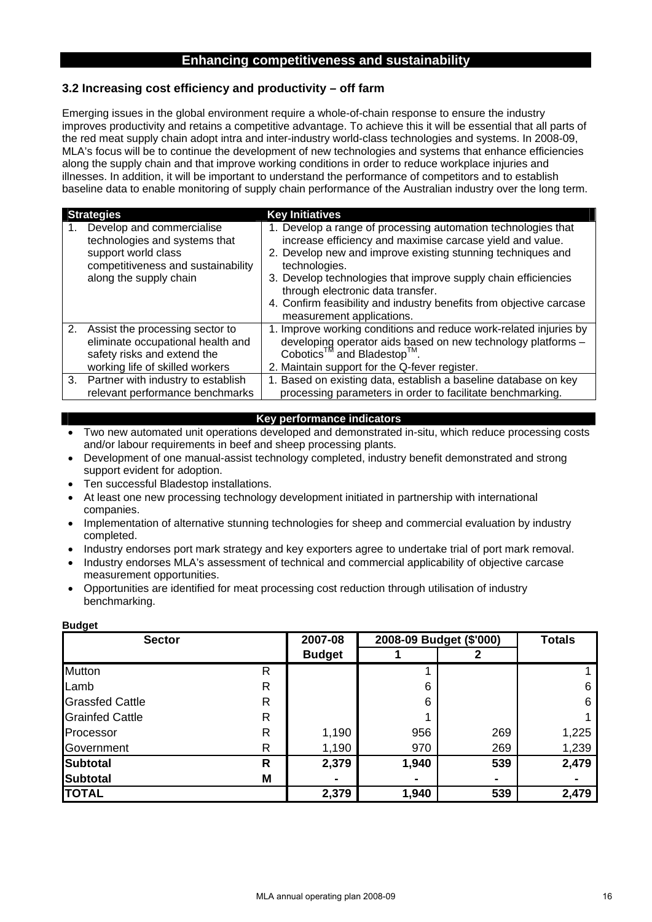## Enhancing competitiveness and sustainability

### 3.2 Increasing cost efficiency and productivity – off farm

Emerging issues in the global environment require a whole-of-chain response to ensure the industry improves productivity and retains a competitive advantage. To achieve this it will be essential that all parts of the red meat supply chain adopt intra and inter-industry world-class technologies and systems. In 2008-09, MLA's focus will be to continue the development of new technologies and systems that enhance efficiencies along the supply chain and that improve working conditions in order to reduce workplace injuries and illnesses. In addition, it will be important to understand the performance of competitors and to establish baseline data to enable monitoring of supply chain performance of the Australian industry over the long term.

| Strategies | Key Initiatives |
|---|---|
| 1. Develop and commercialise technologies and systems that support world class competitiveness and sustainability along the supply chain | 1. Develop a range of processing automation technologies that increase efficiency and maximise carcase yield and value.<br>2. Develop new and improve existing stunning techniques and technologies.<br>3. Develop technologies that improve supply chain efficiencies through electronic data transfer.<br>4. Confirm feasibility and industry benefits from objective carcase measurement applications. |
| 2. Assist the processing sector to eliminate occupational health and safety risks and extend the working life of skilled workers | 1. Improve working conditions and reduce work-related injuries by developing operator aids based on new technology platforms – Cobotics™ and Bladestop™.<br>2. Maintain support for the Q-fever register. |
| 3. Partner with industry to establish relevant performance benchmarks | 1. Based on existing data, establish a baseline database on key processing parameters in order to facilitate benchmarking. |

**Key performance indicators**

- Two new automated unit operations developed and demonstrated in-situ, which reduce processing costs and/or labour requirements in beef and sheep processing plants.
- Development of one manual-assist technology completed, industry benefit demonstrated and strong support evident for adoption.
- Ten successful Bladestop installations.
- At least one new processing technology development initiated in partnership with international companies.
- Implementation of alternative stunning technologies for sheep and commercial evaluation by industry completed.
- Industry endorses port mark strategy and key exporters agree to undertake trial of port mark removal.
- Industry endorses MLA's assessment of technical and commercial applicability of objective carcase measurement opportunities.
- Opportunities are identified for meat processing cost reduction through utilisation of industry benchmarking.

**Budget**

| Sector | | 2007-08 | 2008-09 Budget ($'000) | | Totals |
|---|---|---|---|---|---|
| | | Budget | 1 | 2 | |
| Mutton | R | | 1 | | 1 |
| Lamb | R | | 6 | | 6 |
| Grassfed Cattle | R | | 6 | | 6 |
| Grainfed Cattle | R | | 1 | | 1 |
| Processor | R | 1,190 | 956 | 269 | 1,225 |
| Government | R | 1,190 | 970 | 269 | 1,239 |
| **Subtotal** | **R** | **2,379** | **1,940** | **539** | **2,479** |
| **Subtotal** | **M** | **-** | **-** | **-** | **-** |
| **TOTAL** | | **2,379** | **1,940** | **539** | **2,479** |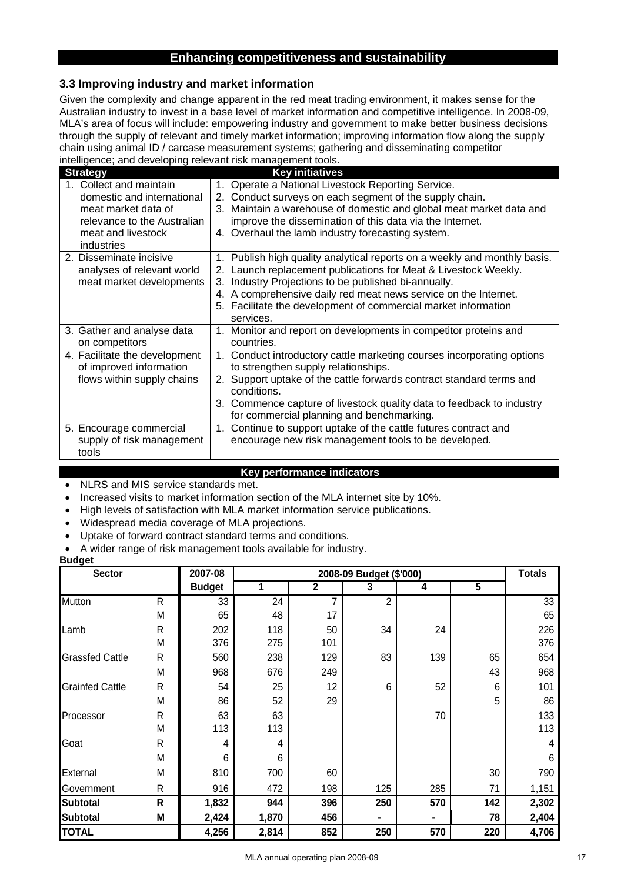## Enhancing competitiveness and sustainability

### 3.3 Improving industry and market information

Given the complexity and change apparent in the red meat trading environment, it makes sense for the Australian industry to invest in a base level of market information and competitive intelligence. In 2008-09, MLA's area of focus will include: empowering industry and government to make better business decisions through the supply of relevant and timely market information; improving information flow along the supply chain using animal ID / carcase measurement systems; gathering and disseminating competitor intelligence; and developing relevant risk management tools.

| Strategy | Key initiatives |
|---|---|
| 1. Collect and maintain domestic and international meat market data of relevance to the Australian meat and livestock industries | 1. Operate a National Livestock Reporting Service.<br>2. Conduct surveys on each segment of the supply chain.<br>3. Maintain a warehouse of domestic and global meat market data and improve the dissemination of this data via the Internet.<br>4. Overhaul the lamb industry forecasting system. |
| 2. Disseminate incisive analyses of relevant world meat market developments | 1. Publish high quality analytical reports on a weekly and monthly basis.<br>2. Launch replacement publications for Meat & Livestock Weekly.<br>3. Industry Projections to be published bi-annually.<br>4. A comprehensive daily red meat news service on the Internet.<br>5. Facilitate the development of commercial market information services. |
| 3. Gather and analyse data on competitors | 1. Monitor and report on developments in competitor proteins and countries. |
| 4. Facilitate the development of improved information flows within supply chains | 1. Conduct introductory cattle marketing courses incorporating options to strengthen supply relationships.<br>2. Support uptake of the cattle forwards contract standard terms and conditions.<br>3. Commence capture of livestock quality data to feedback to industry for commercial planning and benchmarking. |
| 5. Encourage commercial supply of risk management tools | 1. Continue to support uptake of the cattle futures contract and encourage new risk management tools to be developed. |

#### Key performance indicators

- NLRS and MIS service standards met.
- Increased visits to market information section of the MLA internet site by 10%.
- High levels of satisfaction with MLA market information service publications.
- Widespread media coverage of MLA projections.
- Uptake of forward contract standard terms and conditions.
- A wider range of risk management tools available for industry.

**Budget**

| Sector | | 2007-08 | 2008-09 Budget ($'000) | | | | | Totals |
|---|---|---|---|---|---|---|---|---|
| | | **Budget** | **1** | **2** | **3** | **4** | **5** | |
| Mutton | R | 33 | 24 | 7 | 2 | | | 33 |
| | M | 65 | 48 | 17 | | | | 65 |
| Lamb | R | 202 | 118 | 50 | 34 | 24 | | 226 |
| | M | 376 | 275 | 101 | | | | 376 |
| Grassfed Cattle | R | 560 | 238 | 129 | 83 | 139 | 65 | 654 |
| | M | 968 | 676 | 249 | | | 43 | 968 |
| Grainfed Cattle | R | 54 | 25 | 12 | 6 | 52 | 6 | 101 |
| | M | 86 | 52 | 29 | | | 5 | 86 |
| Processor | R | 63 | 63 | | | 70 | | 133 |
| | M | 113 | 113 | | | | | 113 |
| Goat | R | 4 | 4 | | | | | 4 |
| | M | 6 | 6 | | | | | 6 |
| External | M | 810 | 700 | 60 | | | 30 | 790 |
| Government | R | 916 | 472 | 198 | 125 | 285 | 71 | 1,151 |
| **Subtotal** | **R** | **1,832** | **944** | **396** | **250** | **570** | **142** | **2,302** |
| **Subtotal** | **M** | **2,424** | **1,870** | **456** | **-** | **-** | **78** | **2,404** |
| **TOTAL** | | **4,256** | **2,814** | **852** | **250** | **570** | **220** | **4,706** |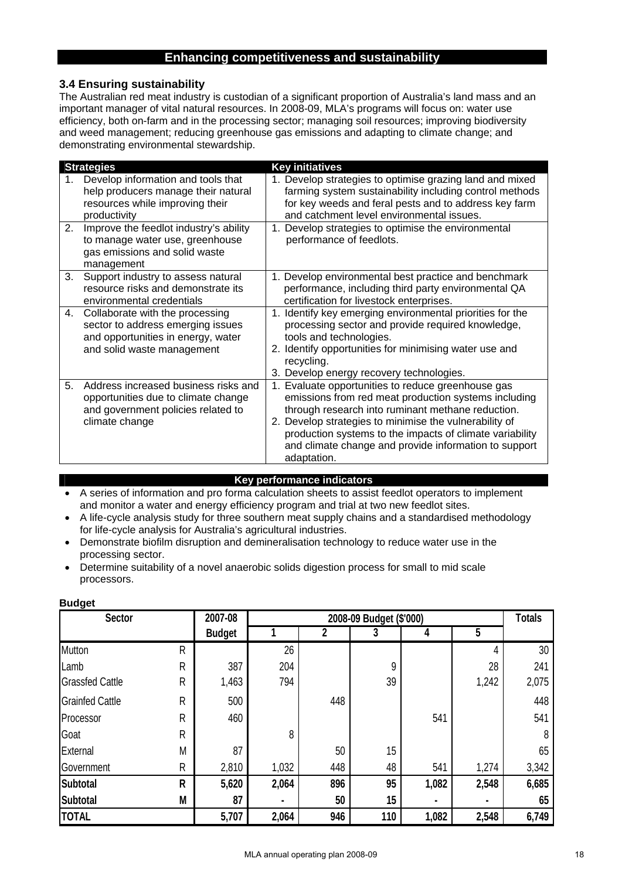## Enhancing competitiveness and sustainability

### 3.4 Ensuring sustainability

The Australian red meat industry is custodian of a significant proportion of Australia's land mass and an important manager of vital natural resources. In 2008-09, MLA's programs will focus on: water use efficiency, both on-farm and in the processing sector; managing soil resources; improving biodiversity and weed management; reducing greenhouse gas emissions and adapting to climate change; and demonstrating environmental stewardship.

| Strategies | Key initiatives |
|---|---|
| 1. Develop information and tools that help producers manage their natural resources while improving their productivity | 1. Develop strategies to optimise grazing land and mixed farming system sustainability including control methods for key weeds and feral pests and to address key farm and catchment level environmental issues. |
| 2. Improve the feedlot industry's ability to manage water use, greenhouse gas emissions and solid waste management | 1. Develop strategies to optimise the environmental performance of feedlots. |
| 3. Support industry to assess natural resource risks and demonstrate its environmental credentials | 1. Develop environmental best practice and benchmark performance, including third party environmental QA certification for livestock enterprises. |
| 4. Collaborate with the processing sector to address emerging issues and opportunities in energy, water and solid waste management | 1. Identify key emerging environmental priorities for the processing sector and provide required knowledge, tools and technologies.<br>2. Identify opportunities for minimising water use and recycling.<br>3. Develop energy recovery technologies. |
| 5. Address increased business risks and opportunities due to climate change and government policies related to climate change | 1. Evaluate opportunities to reduce greenhouse gas emissions from red meat production systems including through research into ruminant methane reduction.<br>2. Develop strategies to minimise the vulnerability of production systems to the impacts of climate variability and climate change and provide information to support adaptation. |

#### Key performance indicators

- A series of information and pro forma calculation sheets to assist feedlot operators to implement and monitor a water and energy efficiency program and trial at two new feedlot sites.
- A life-cycle analysis study for three southern meat supply chains and a standardised methodology for life-cycle analysis for Australia's agricultural industries.
- Demonstrate biofilm disruption and demineralisation technology to reduce water use in the processing sector.
- Determine suitability of a novel anaerobic solids digestion process for small to mid scale processors.

**Budget**

| Sector | | 2007-08 | 2008-09 Budget ($'000) | | | | | Totals |
|---|---|---|---|---|---|---|---|---|
| | | Budget | 1 | 2 | 3 | 4 | 5 | |
| Mutton | R | | 26 | | | | 4 | 30 |
| Lamb | R | 387 | 204 | | 9 | | 28 | 241 |
| Grassfed Cattle | R | 1,463 | 794 | | 39 | | 1,242 | 2,075 |
| Grainfed Cattle | R | 500 | | 448 | | | | 448 |
| Processor | R | 460 | | | | 541 | | 541 |
| Goat | R | | 8 | | | | | 8 |
| External | M | 87 | | 50 | 15 | | | 65 |
| Government | R | 2,810 | 1,032 | 448 | 48 | 541 | 1,274 | 3,342 |
| **Subtotal** | **R** | **5,620** | **2,064** | **896** | **95** | **1,082** | **2,548** | **6,685** |
| **Subtotal** | **M** | **87** | **-** | **50** | **15** | **-** | **-** | **65** |
| **TOTAL** | | **5,707** | **2,064** | **946** | **110** | **1,082** | **2,548** | **6,749** |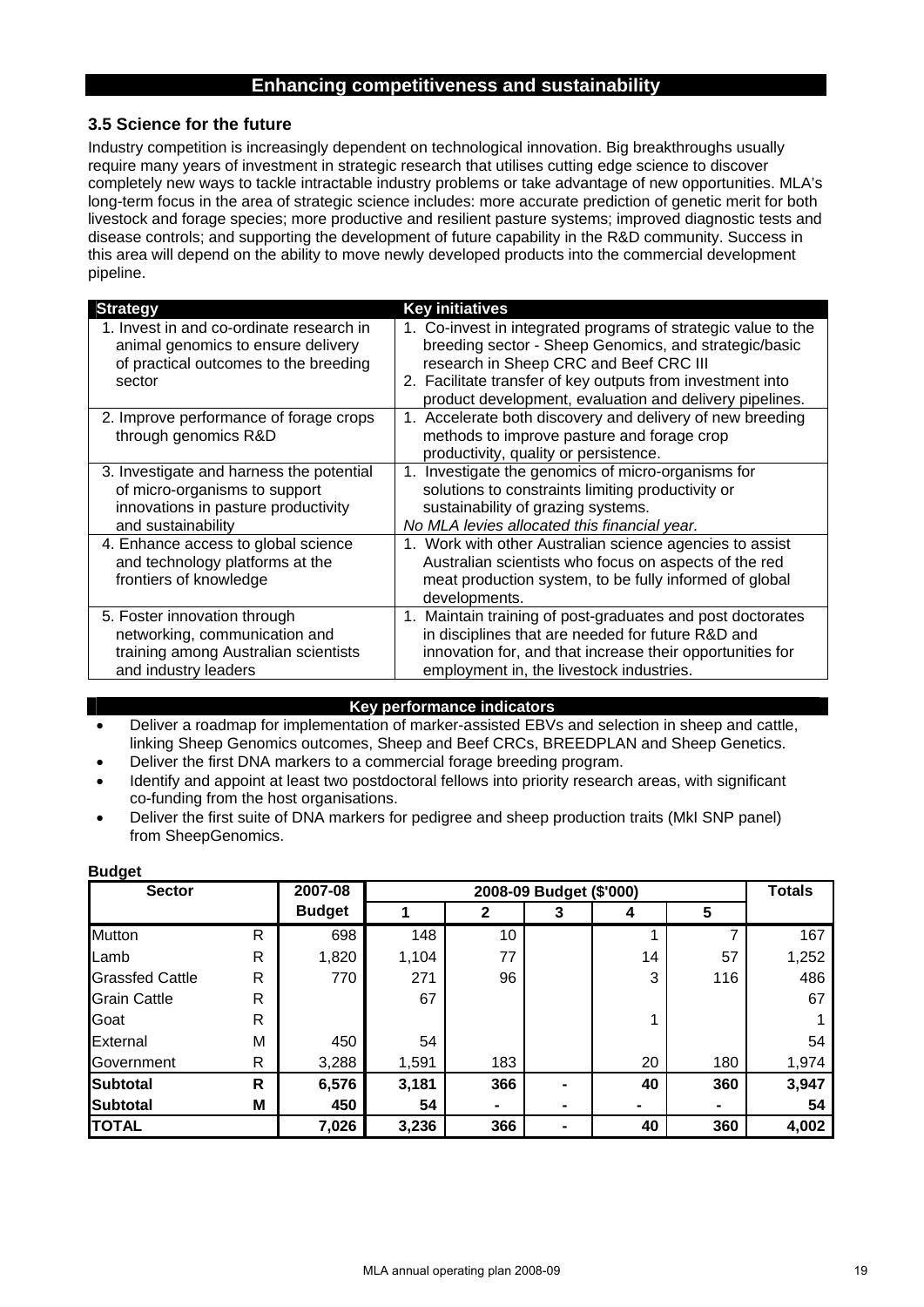## Enhancing competitiveness and sustainability

### 3.5 Science for the future

Industry competition is increasingly dependent on technological innovation. Big breakthroughs usually require many years of investment in strategic research that utilises cutting edge science to discover completely new ways to tackle intractable industry problems or take advantage of new opportunities. MLA's long-term focus in the area of strategic science includes: more accurate prediction of genetic merit for both livestock and forage species; more productive and resilient pasture systems; improved diagnostic tests and disease controls; and supporting the development of future capability in the R&D community. Success in this area will depend on the ability to move newly developed products into the commercial development pipeline.

| Strategy | Key initiatives |
|---|---|
| 1. Invest in and co-ordinate research in animal genomics to ensure delivery of practical outcomes to the breeding sector | 1. Co-invest in integrated programs of strategic value to the breeding sector - Sheep Genomics, and strategic/basic research in Sheep CRC and Beef CRC III<br>2. Facilitate transfer of key outputs from investment into product development, evaluation and delivery pipelines. |
| 2. Improve performance of forage crops through genomics R&D | 1. Accelerate both discovery and delivery of new breeding methods to improve pasture and forage crop productivity, quality or persistence. |
| 3. Investigate and harness the potential of micro-organisms to support innovations in pasture productivity and sustainability | 1. Investigate the genomics of micro-organisms for solutions to constraints limiting productivity or sustainability of grazing systems.<br>*No MLA levies allocated this financial year.* |
| 4. Enhance access to global science and technology platforms at the frontiers of knowledge | 1. Work with other Australian science agencies to assist Australian scientists who focus on aspects of the red meat production system, to be fully informed of global developments. |
| 5. Foster innovation through networking, communication and training among Australian scientists and industry leaders | 1. Maintain training of post-graduates and post doctorates in disciplines that are needed for future R&D and innovation for, and that increase their opportunities for employment in, the livestock industries. |

**Key performance indicators**

- Deliver a roadmap for implementation of marker-assisted EBVs and selection in sheep and cattle, linking Sheep Genomics outcomes, Sheep and Beef CRCs, BREEDPLAN and Sheep Genetics.
- Deliver the first DNA markers to a commercial forage breeding program.
- Identify and appoint at least two postdoctoral fellows into priority research areas, with significant co-funding from the host organisations.
- Deliver the first suite of DNA markers for pedigree and sheep production traits (MkI SNP panel) from SheepGenomics.

**Budget**

| Sector | | 2007-08 | 2008-09 Budget ($'000) | | | | | Totals |
|---|---|---|---|---|---|---|---|---|
| | | **Budget** | **1** | **2** | **3** | **4** | **5** | |
| Mutton | R | 698 | 148 | 10 | | 1 | 7 | 167 |
| Lamb | R | 1,820 | 1,104 | 77 | | 14 | 57 | 1,252 |
| Grassfed Cattle | R | 770 | 271 | 96 | | 3 | 116 | 486 |
| Grain Cattle | R | | 67 | | | | | 67 |
| Goat | R | | | | | 1 | | 1 |
| External | M | 450 | 54 | | | | | 54 |
| Government | R | 3,288 | 1,591 | 183 | | 20 | 180 | 1,974 |
| **Subtotal** | **R** | **6,576** | **3,181** | **366** | **-** | **40** | **360** | **3,947** |
| **Subtotal** | **M** | **450** | **54** | **-** | **-** | **-** | **-** | **54** |
| **TOTAL** | | **7,026** | **3,236** | **366** | **-** | **40** | **360** | **4,002** |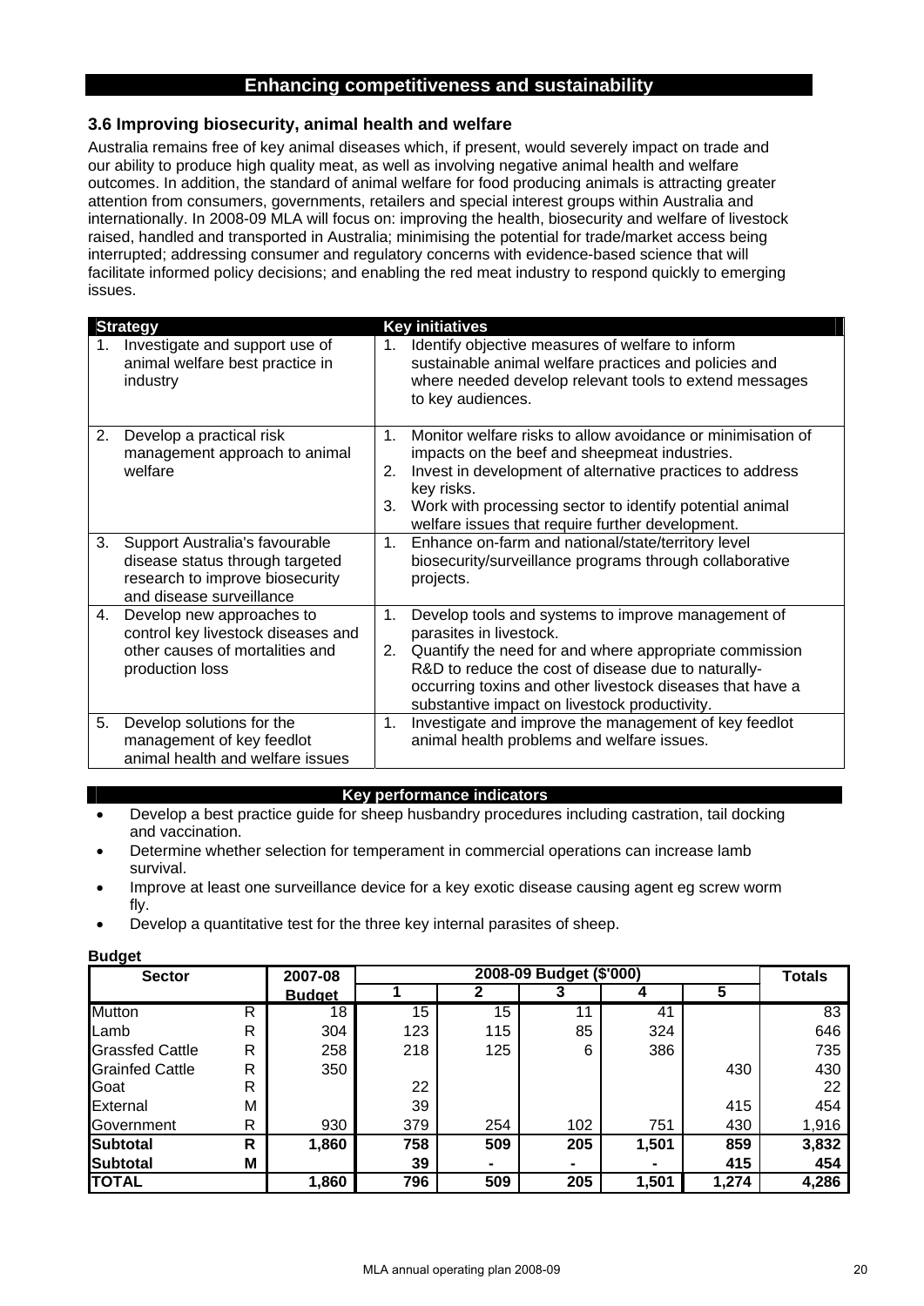## Enhancing competitiveness and sustainability

### 3.6 Improving biosecurity, animal health and welfare

Australia remains free of key animal diseases which, if present, would severely impact on trade and our ability to produce high quality meat, as well as involving negative animal health and welfare outcomes. In addition, the standard of animal welfare for food producing animals is attracting greater attention from consumers, governments, retailers and special interest groups within Australia and internationally. In 2008-09 MLA will focus on: improving the health, biosecurity and welfare of livestock raised, handled and transported in Australia; minimising the potential for trade/market access being interrupted; addressing consumer and regulatory concerns with evidence-based science that will facilitate informed policy decisions; and enabling the red meat industry to respond quickly to emerging issues.

| Strategy | Key initiatives |
|---|---|
| 1. Investigate and support use of animal welfare best practice in industry | 1. Identify objective measures of welfare to inform sustainable animal welfare practices and policies and where needed develop relevant tools to extend messages to key audiences. |
| 2. Develop a practical risk management approach to animal welfare | 1. Monitor welfare risks to allow avoidance or minimisation of impacts on the beef and sheepmeat industries.<br>2. Invest in development of alternative practices to address key risks.<br>3. Work with processing sector to identify potential animal welfare issues that require further development. |
| 3. Support Australia's favourable disease status through targeted research to improve biosecurity and disease surveillance | 1. Enhance on-farm and national/state/territory level biosecurity/surveillance programs through collaborative projects. |
| 4. Develop new approaches to control key livestock diseases and other causes of mortalities and production loss | 1. Develop tools and systems to improve management of parasites in livestock.<br>2. Quantify the need for and where appropriate commission R&D to reduce the cost of disease due to naturally-occurring toxins and other livestock diseases that have a substantive impact on livestock productivity. |
| 5. Develop solutions for the management of key feedlot animal health and welfare issues | 1. Investigate and improve the management of key feedlot animal health problems and welfare issues. |

**Key performance indicators**

- Develop a best practice guide for sheep husbandry procedures including castration, tail docking and vaccination.
- Determine whether selection for temperament in commercial operations can increase lamb survival.
- Improve at least one surveillance device for a key exotic disease causing agent eg screw worm fly.
- Develop a quantitative test for the three key internal parasites of sheep.

**Budget**

| Sector | | 2007-08 Budget | 2008-09 Budget ($'000) | | | | | Totals |
|---|---|---|---|---|---|---|---|---|
| | | | 1 | 2 | 3 | 4 | 5 | |
| Mutton | R | 18 | 15 | 15 | 11 | 41 | | 83 |
| Lamb | R | 304 | 123 | 115 | 85 | 324 | | 646 |
| Grassfed Cattle | R | 258 | 218 | 125 | 6 | 386 | | 735 |
| Grainfed Cattle | R | 350 | | | | | 430 | 430 |
| Goat | R | | 22 | | | | | 22 |
| External | M | | 39 | | | | 415 | 454 |
| Government | R | 930 | 379 | 254 | 102 | 751 | 430 | 1,916 |
| **Subtotal** | **R** | **1,860** | **758** | **509** | **205** | **1,501** | **859** | **3,832** |
| **Subtotal** | **M** | | **39** | **-** | **-** | **-** | **415** | **454** |
| **TOTAL** | | **1,860** | **796** | **509** | **205** | **1,501** | **1,274** | **4,286** |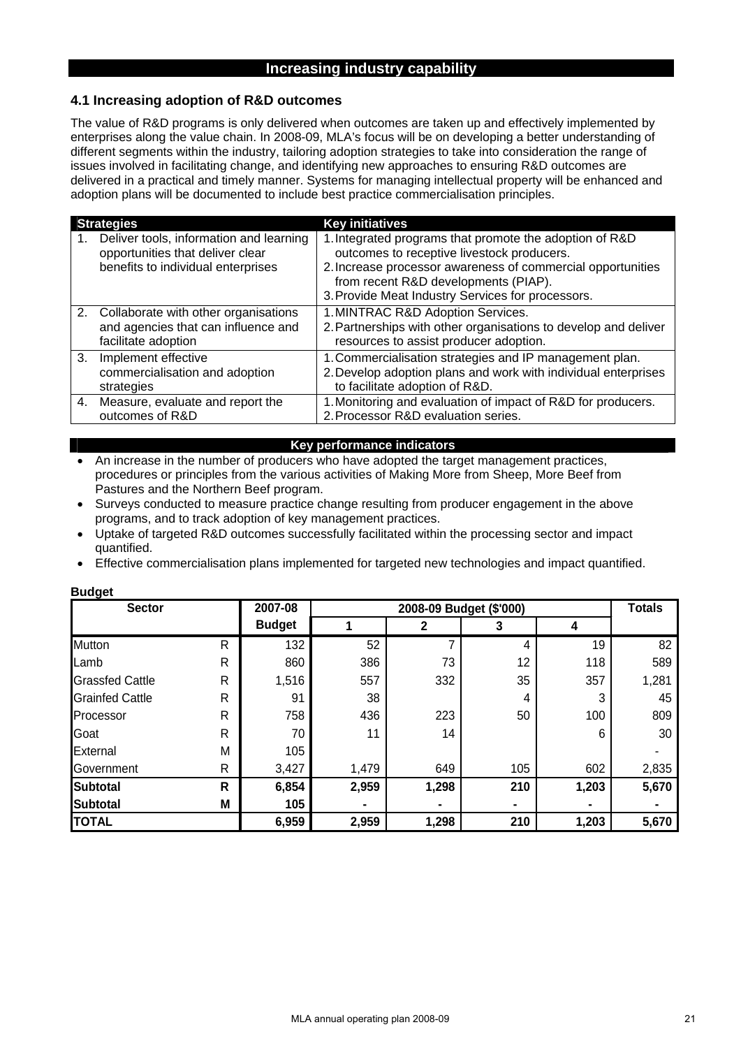# Increasing industry capability

## 4.1 Increasing adoption of R&D outcomes

The value of R&D programs is only delivered when outcomes are taken up and effectively implemented by enterprises along the value chain. In 2008-09, MLA's focus will be on developing a better understanding of different segments within the industry, tailoring adoption strategies to take into consideration the range of issues involved in facilitating change, and identifying new approaches to ensuring R&D outcomes are delivered in a practical and timely manner. Systems for managing intellectual property will be enhanced and adoption plans will be documented to include best practice commercialisation principles.

| Strategies | Key initiatives |
|---|---|
| 1. Deliver tools, information and learning opportunities that deliver clear benefits to individual enterprises | 1. Integrated programs that promote the adoption of R&D outcomes to receptive livestock producers.<br>2. Increase processor awareness of commercial opportunities from recent R&D developments (PIAP).<br>3. Provide Meat Industry Services for processors. |
| 2. Collaborate with other organisations and agencies that can influence and facilitate adoption | 1. MINTRAC R&D Adoption Services.<br>2. Partnerships with other organisations to develop and deliver resources to assist producer adoption. |
| 3. Implement effective commercialisation and adoption strategies | 1. Commercialisation strategies and IP management plan.<br>2. Develop adoption plans and work with individual enterprises to facilitate adoption of R&D. |
| 4. Measure, evaluate and report the outcomes of R&D | 1. Monitoring and evaluation of impact of R&D for producers.<br>2. Processor R&D evaluation series. |

**Key performance indicators**

- An increase in the number of producers who have adopted the target management practices, procedures or principles from the various activities of Making More from Sheep, More Beef from Pastures and the Northern Beef program.
- Surveys conducted to measure practice change resulting from producer engagement in the above programs, and to track adoption of key management practices.
- Uptake of targeted R&D outcomes successfully facilitated within the processing sector and impact quantified.
- Effective commercialisation plans implemented for targeted new technologies and impact quantified.

**Budget**

| Sector | | 2007-08 Budget | 2008-09 Budget ($'000) | | | | Totals |
|---|---|---|---|---|---|---|---|
| | | | 1 | 2 | 3 | 4 | |
| Mutton | R | 132 | 52 | 7 | 4 | 19 | 82 |
| Lamb | R | 860 | 386 | 73 | 12 | 118 | 589 |
| Grassfed Cattle | R | 1,516 | 557 | 332 | 35 | 357 | 1,281 |
| Grainfed Cattle | R | 91 | 38 | | 4 | 3 | 45 |
| Processor | R | 758 | 436 | 223 | 50 | 100 | 809 |
| Goat | R | 70 | 11 | 14 | | 6 | 30 |
| External | M | 105 | | | | | - |
| Government | R | 3,427 | 1,479 | 649 | 105 | 602 | 2,835 |
| **Subtotal** | **R** | **6,854** | **2,959** | **1,298** | **210** | **1,203** | **5,670** |
| **Subtotal** | **M** | **105** | **-** | **-** | **-** | **-** | **-** |
| **TOTAL** | | **6,959** | **2,959** | **1,298** | **210** | **1,203** | **5,670** |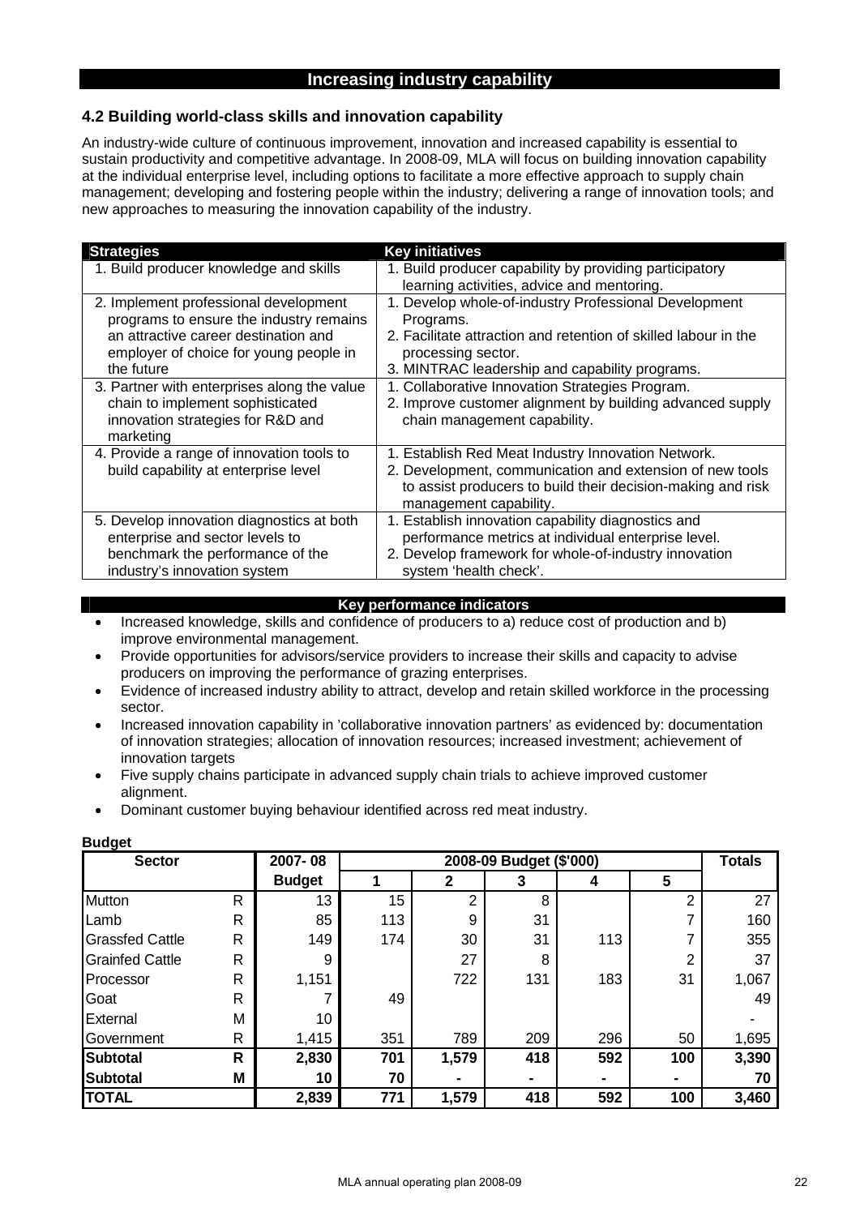## Increasing industry capability

### 4.2 Building world-class skills and innovation capability

An industry-wide culture of continuous improvement, innovation and increased capability is essential to sustain productivity and competitive advantage. In 2008-09, MLA will focus on building innovation capability at the individual enterprise level, including options to facilitate a more effective approach to supply chain management; developing and fostering people within the industry; delivering a range of innovation tools; and new approaches to measuring the innovation capability of the industry.

| Strategies | Key initiatives |
|---|---|
| 1. Build producer knowledge and skills | 1. Build producer capability by providing participatory learning activities, advice and mentoring. |
| 2. Implement professional development programs to ensure the industry remains an attractive career destination and employer of choice for young people in the future | 1. Develop whole-of-industry Professional Development Programs.<br>2. Facilitate attraction and retention of skilled labour in the processing sector.<br>3. MINTRAC leadership and capability programs. |
| 3. Partner with enterprises along the value chain to implement sophisticated innovation strategies for R&D and marketing | 1. Collaborative Innovation Strategies Program.<br>2. Improve customer alignment by building advanced supply chain management capability. |
| 4. Provide a range of innovation tools to build capability at enterprise level | 1. Establish Red Meat Industry Innovation Network.<br>2. Development, communication and extension of new tools to assist producers to build their decision-making and risk management capability. |
| 5. Develop innovation diagnostics at both enterprise and sector levels to benchmark the performance of the industry's innovation system | 1. Establish innovation capability diagnostics and performance metrics at individual enterprise level.<br>2. Develop framework for whole-of-industry innovation system 'health check'. |

**Key performance indicators**

- Increased knowledge, skills and confidence of producers to a) reduce cost of production and b) improve environmental management.
- Provide opportunities for advisors/service providers to increase their skills and capacity to advise producers on improving the performance of grazing enterprises.
- Evidence of increased industry ability to attract, develop and retain skilled workforce in the processing sector.
- Increased innovation capability in 'collaborative innovation partners' as evidenced by: documentation of innovation strategies; allocation of innovation resources; increased investment; achievement of innovation targets
- Five supply chains participate in advanced supply chain trials to achieve improved customer alignment.
- Dominant customer buying behaviour identified across red meat industry.

**Budget**

| Sector | | 2007-08 | 2008-09 Budget ($'000) | | | | | Totals |
|---|---|---|---|---|---|---|---|---|
| | | Budget | 1 | 2 | 3 | 4 | 5 | |
| Mutton | R | 13 | 15 | 2 | 8 | | 2 | 27 |
| Lamb | R | 85 | 113 | 9 | 31 | | 7 | 160 |
| Grassfed Cattle | R | 149 | 174 | 30 | 31 | 113 | 7 | 355 |
| Grainfed Cattle | R | 9 | | 27 | 8 | | 2 | 37 |
| Processor | R | 1,151 | | 722 | 131 | 183 | 31 | 1,067 |
| Goat | R | 7 | 49 | | | | | 49 |
| External | M | 10 | | | | | | - |
| Government | R | 1,415 | 351 | 789 | 209 | 296 | 50 | 1,695 |
| **Subtotal** | **R** | **2,830** | **701** | **1,579** | **418** | **592** | **100** | **3,390** |
| **Subtotal** | **M** | **10** | **70** | **-** | **-** | **-** | **-** | **70** |
| **TOTAL** | | **2,839** | **771** | **1,579** | **418** | **592** | **100** | **3,460** |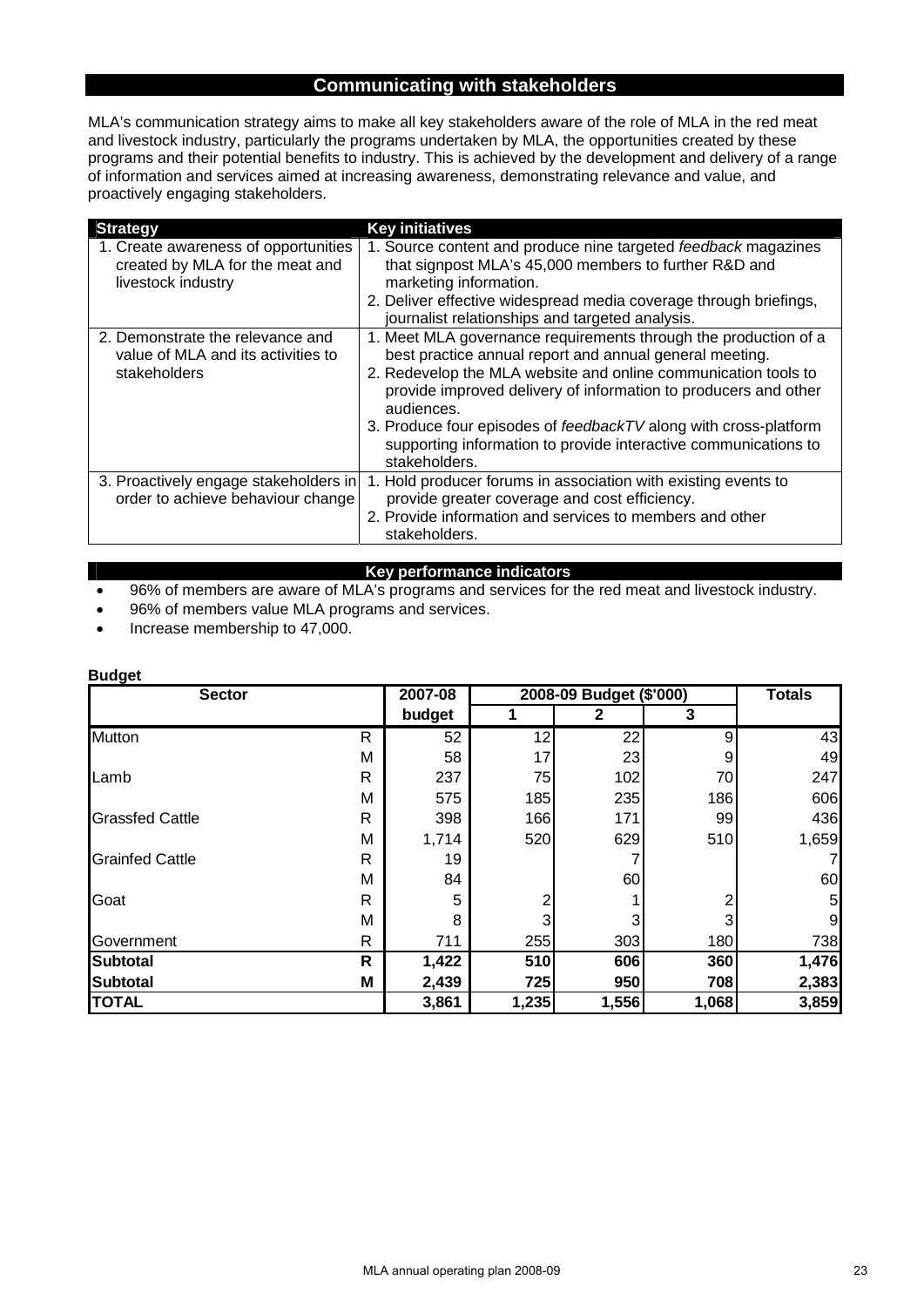## Communicating with stakeholders

MLA's communication strategy aims to make all key stakeholders aware of the role of MLA in the red meat and livestock industry, particularly the programs undertaken by MLA, the opportunities created by these programs and their potential benefits to industry. This is achieved by the development and delivery of a range of information and services aimed at increasing awareness, demonstrating relevance and value, and proactively engaging stakeholders.

| Strategy | Key initiatives |
|---|---|
| 1. Create awareness of opportunities created by MLA for the meat and livestock industry | 1. Source content and produce nine targeted *feedback* magazines that signpost MLA's 45,000 members to further R&D and marketing information.<br>2. Deliver effective widespread media coverage through briefings, journalist relationships and targeted analysis. |
| 2. Demonstrate the relevance and value of MLA and its activities to stakeholders | 1. Meet MLA governance requirements through the production of a best practice annual report and annual general meeting.<br>2. Redevelop the MLA website and online communication tools to provide improved delivery of information to producers and other audiences.<br>3. Produce four episodes of *feedbackTV* along with cross-platform supporting information to provide interactive communications to stakeholders. |
| 3. Proactively engage stakeholders in order to achieve behaviour change | 1. Hold producer forums in association with existing events to provide greater coverage and cost efficiency.<br>2. Provide information and services to members and other stakeholders. |

### Key performance indicators

- 96% of members are aware of MLA's programs and services for the red meat and livestock industry.
- 96% of members value MLA programs and services.
- Increase membership to 47,000.

**Budget**

| Sector | | 2007-08 budget | 2008-09 Budget ($'000) 1 | 2 | 3 | Totals |
|---|---|---|---|---|---|---|
| Mutton | R | 52 | 12 | 22 | 9 | 43 |
| | M | 58 | 17 | 23 | 9 | 49 |
| Lamb | R | 237 | 75 | 102 | 70 | 247 |
| | M | 575 | 185 | 235 | 186 | 606 |
| Grassfed Cattle | R | 398 | 166 | 171 | 99 | 436 |
| | M | 1,714 | 520 | 629 | 510 | 1,659 |
| Grainfed Cattle | R | 19 | | 7 | | 7 |
| | M | 84 | | 60 | | 60 |
| Goat | R | 5 | 2 | 1 | 2 | 5 |
| | M | 8 | 3 | 3 | 3 | 9 |
| Government | R | 711 | 255 | 303 | 180 | 738 |
| **Subtotal** | **R** | **1,422** | **510** | **606** | **360** | **1,476** |
| **Subtotal** | **M** | **2,439** | **725** | **950** | **708** | **2,383** |
| **TOTAL** | | **3,861** | **1,235** | **1,556** | **1,068** | **3,859** |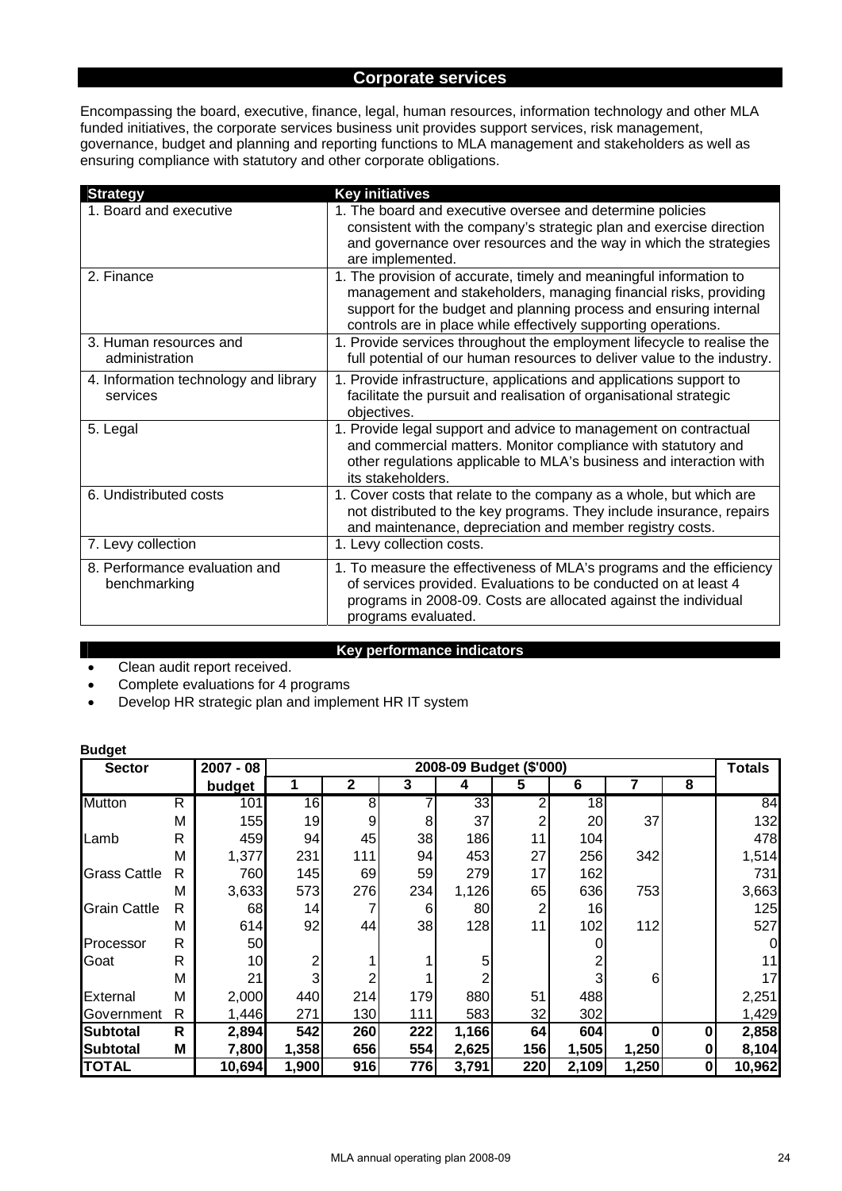# Corporate services

Encompassing the board, executive, finance, legal, human resources, information technology and other MLA funded initiatives, the corporate services business unit provides support services, risk management, governance, budget and planning and reporting functions to MLA management and stakeholders as well as ensuring compliance with statutory and other corporate obligations.

| Strategy | Key initiatives |
|---|---|
| 1. Board and executive | 1. The board and executive oversee and determine policies consistent with the company's strategic plan and exercise direction and governance over resources and the way in which the strategies are implemented. |
| 2. Finance | 1. The provision of accurate, timely and meaningful information to management and stakeholders, managing financial risks, providing support for the budget and planning process and ensuring internal controls are in place while effectively supporting operations. |
| 3. Human resources and administration | 1. Provide services throughout the employment lifecycle to realise the full potential of our human resources to deliver value to the industry. |
| 4. Information technology and library services | 1. Provide infrastructure, applications and applications support to facilitate the pursuit and realisation of organisational strategic objectives. |
| 5. Legal | 1. Provide legal support and advice to management on contractual and commercial matters. Monitor compliance with statutory and other regulations applicable to MLA's business and interaction with its stakeholders. |
| 6. Undistributed costs | 1. Cover costs that relate to the company as a whole, but which are not distributed to the key programs. They include insurance, repairs and maintenance, depreciation and member registry costs. |
| 7. Levy collection | 1. Levy collection costs. |
| 8. Performance evaluation and benchmarking | 1. To measure the effectiveness of MLA's programs and the efficiency of services provided. Evaluations to be conducted on at least 4 programs in 2008-09. Costs are allocated against the individual programs evaluated. |

## Key performance indicators

- Clean audit report received.
- Complete evaluations for 4 programs
- Develop HR strategic plan and implement HR IT system

**Budget**

| Sector | | 2007 - 08 | 2008-09 Budget ($'000) | | | | | | | | Totals |
|---|---|---|---|---|---|---|---|---|---|---|---|
| | | budget | 1 | 2 | 3 | 4 | 5 | 6 | 7 | 8 | |
| Mutton | R | 101 | 16 | 8 | 7 | 33 | 2 | 18 | | | 84 |
| | M | 155 | 19 | 9 | 8 | 37 | 2 | 20 | 37 | | 132 |
| Lamb | R | 459 | 94 | 45 | 38 | 186 | 11 | 104 | | | 478 |
| | M | 1,377 | 231 | 111 | 94 | 453 | 27 | 256 | 342 | | 1,514 |
| Grass Cattle | R | 760 | 145 | 69 | 59 | 279 | 17 | 162 | | | 731 |
| | M | 3,633 | 573 | 276 | 234 | 1,126 | 65 | 636 | 753 | | 3,663 |
| Grain Cattle | R | 68 | 14 | 7 | 6 | 80 | 2 | 16 | | | 125 |
| | M | 614 | 92 | 44 | 38 | 128 | 11 | 102 | 112 | | 527 |
| Processor | R | 50 | | | | | | 0 | | | 0 |
| Goat | R | 10 | 2 | 1 | 1 | 5 | | 2 | | | 11 |
| | M | 21 | 3 | 2 | 1 | 2 | | 3 | 6 | | 17 |
| External | M | 2,000 | 440 | 214 | 179 | 880 | 51 | 488 | | | 2,251 |
| Government | R | 1,446 | 271 | 130 | 111 | 583 | 32 | 302 | | | 1,429 |
| **Subtotal** | **R** | **2,894** | **542** | **260** | **222** | **1,166** | **64** | **604** | **0** | **0** | **2,858** |
| **Subtotal** | **M** | **7,800** | **1,358** | **656** | **554** | **2,625** | **156** | **1,505** | **1,250** | **0** | **8,104** |
| **TOTAL** | | **10,694** | **1,900** | **916** | **776** | **3,791** | **220** | **2,109** | **1,250** | **0** | **10,962** |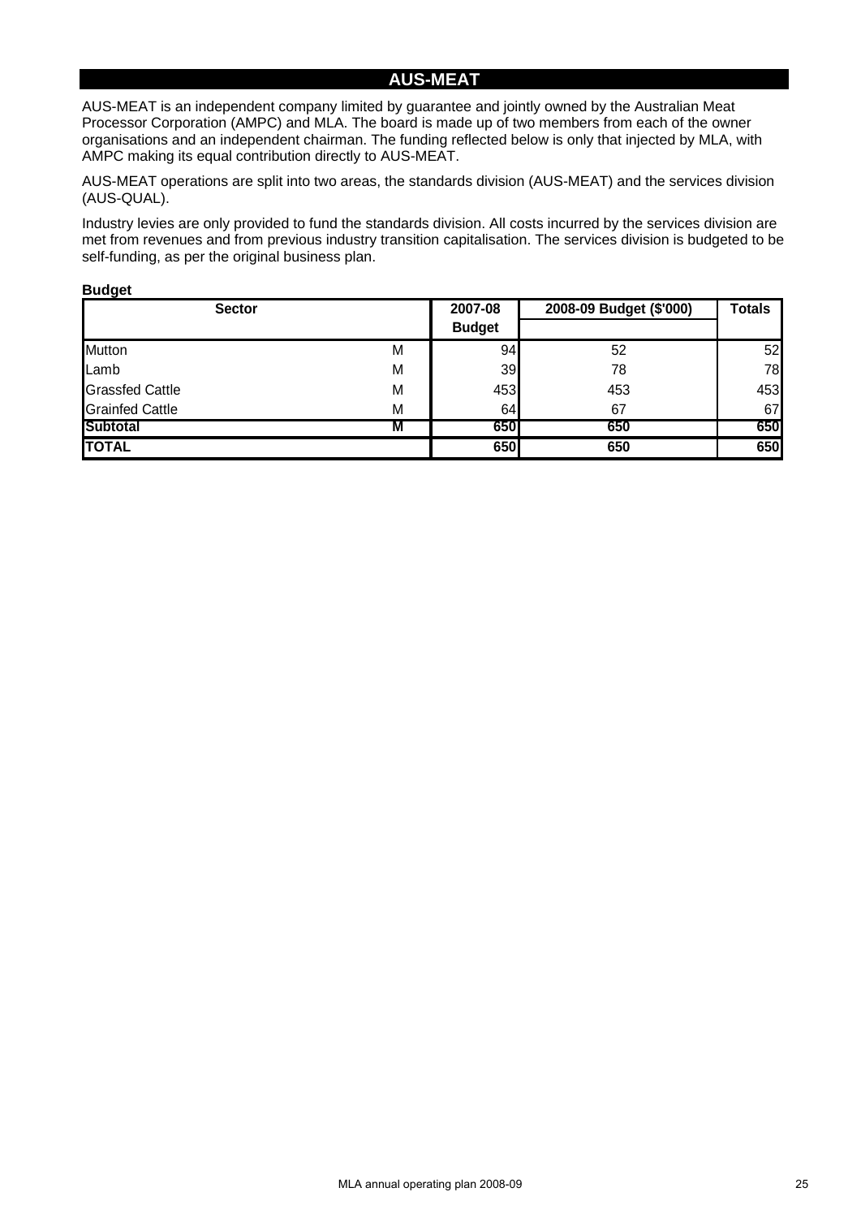# AUS-MEAT

AUS-MEAT is an independent company limited by guarantee and jointly owned by the Australian Meat Processor Corporation (AMPC) and MLA. The board is made up of two members from each of the owner organisations and an independent chairman. The funding reflected below is only that injected by MLA, with AMPC making its equal contribution directly to AUS-MEAT.

AUS-MEAT operations are split into two areas, the standards division (AUS-MEAT) and the services division (AUS-QUAL).

Industry levies are only provided to fund the standards division. All costs incurred by the services division are met from revenues and from previous industry transition capitalisation. The services division is budgeted to be self-funding, as per the original business plan.

**Budget**

| Sector | | 2007-08 Budget | 2008-09 Budget ($'000) | Totals |
|---|---|---|---|---|
| Mutton | M | 94 | 52 | 52 |
| Lamb | M | 39 | 78 | 78 |
| Grassfed Cattle | M | 453 | 453 | 453 |
| Grainfed Cattle | M | 64 | 67 | 67 |
| **Subtotal** | **M** | **650** | **650** | **650** |
| **TOTAL** | | **650** | **650** | **650** |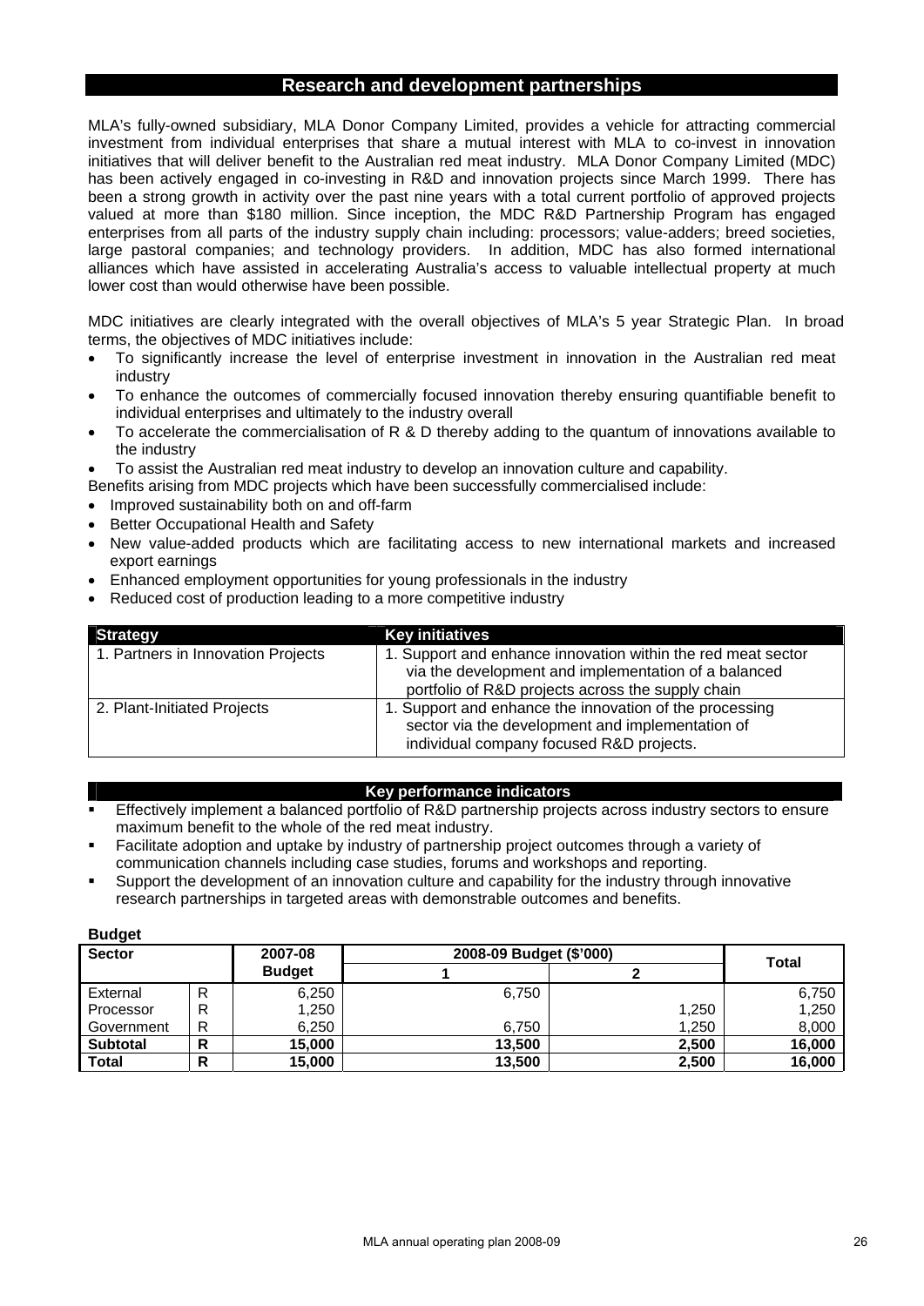## Research and development partnerships

MLA's fully-owned subsidiary, MLA Donor Company Limited, provides a vehicle for attracting commercial investment from individual enterprises that share a mutual interest with MLA to co-invest in innovation initiatives that will deliver benefit to the Australian red meat industry. MLA Donor Company Limited (MDC) has been actively engaged in co-investing in R&D and innovation projects since March 1999. There has been a strong growth in activity over the past nine years with a total current portfolio of approved projects valued at more than $180 million. Since inception, the MDC R&D Partnership Program has engaged enterprises from all parts of the industry supply chain including: processors; value-adders; breed societies, large pastoral companies; and technology providers. In addition, MDC has also formed international alliances which have assisted in accelerating Australia's access to valuable intellectual property at much lower cost than would otherwise have been possible.

MDC initiatives are clearly integrated with the overall objectives of MLA's 5 year Strategic Plan. In broad terms, the objectives of MDC initiatives include:

- To significantly increase the level of enterprise investment in innovation in the Australian red meat industry
- To enhance the outcomes of commercially focused innovation thereby ensuring quantifiable benefit to individual enterprises and ultimately to the industry overall
- To accelerate the commercialisation of R & D thereby adding to the quantum of innovations available to the industry
- To assist the Australian red meat industry to develop an innovation culture and capability.

Benefits arising from MDC projects which have been successfully commercialised include:

- Improved sustainability both on and off-farm
- Better Occupational Health and Safety
- New value-added products which are facilitating access to new international markets and increased export earnings
- Enhanced employment opportunities for young professionals in the industry
- Reduced cost of production leading to a more competitive industry

| Strategy | Key initiatives |
|---|---|
| 1. Partners in Innovation Projects | 1. Support and enhance innovation within the red meat sector via the development and implementation of a balanced portfolio of R&D projects across the supply chain |
| 2. Plant-Initiated Projects | 1. Support and enhance the innovation of the processing sector via the development and implementation of individual company focused R&D projects. |

### Key performance indicators

- Effectively implement a balanced portfolio of R&D partnership projects across industry sectors to ensure maximum benefit to the whole of the red meat industry.
- Facilitate adoption and uptake by industry of partnership project outcomes through a variety of communication channels including case studies, forums and workshops and reporting.
- Support the development of an innovation culture and capability for the industry through innovative research partnerships in targeted areas with demonstrable outcomes and benefits.

**Budget**

| Sector | | 2007-08 Budget | 2008-09 Budget ($'000) | | Total |
|---|---|---|---|---|---|
| | | | 1 | 2 | |
| External | R | 6,250 | 6,750 | | 6,750 |
| Processor | R | 1,250 | | 1,250 | 1,250 |
| Government | R | 6,250 | 6,750 | 1,250 | 8,000 |
| **Subtotal** | **R** | **15,000** | **13,500** | **2,500** | **16,000** |
| **Total** | **R** | **15,000** | **13,500** | **2,500** | **16,000** |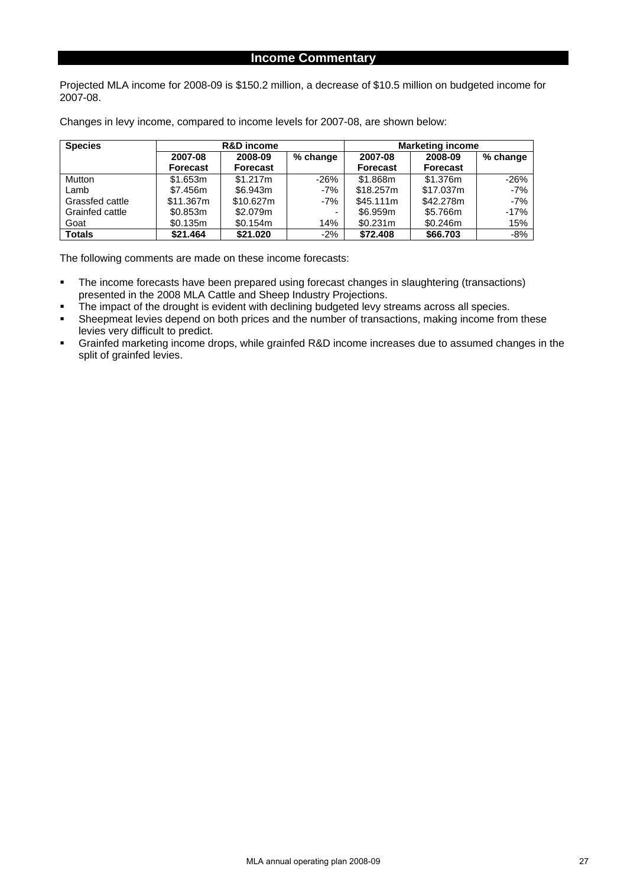## Income Commentary

Projected MLA income for 2008-09 is $150.2 million, a decrease of $10.5 million on budgeted income for 2007-08.

Changes in levy income, compared to income levels for 2007-08, are shown below:

| Species | R&D income | | | Marketing income | | |
|---|---|---|---|---|---|---|
| | 2007-08 Forecast | 2008-09 Forecast | % change | 2007-08 Forecast | 2008-09 Forecast | % change |
| Mutton | $1.653m | $1.217m | -26% | $1.868m | $1.376m | -26% |
| Lamb | $7.456m | $6.943m | -7% | $18.257m | $17.037m | -7% |
| Grassfed cattle | $11.367m | $10.627m | -7% | $45.111m | $42.278m | -7% |
| Grainfed cattle | $0.853m | $2.079m | - | $6.959m | $5.766m | -17% |
| Goat | $0.135m | $0.154m | 14% | $0.231m | $0.246m | 15% |
| **Totals** | **$21.464** | **$21.020** | -2% | **$72.408** | **$66.703** | -8% |

The following comments are made on these income forecasts:

- The income forecasts have been prepared using forecast changes in slaughtering (transactions) presented in the 2008 MLA Cattle and Sheep Industry Projections.
- The impact of the drought is evident with declining budgeted levy streams across all species.
- Sheepmeat levies depend on both prices and the number of transactions, making income from these levies very difficult to predict.
- Grainfed marketing income drops, while grainfed R&D income increases due to assumed changes in the split of grainfed levies.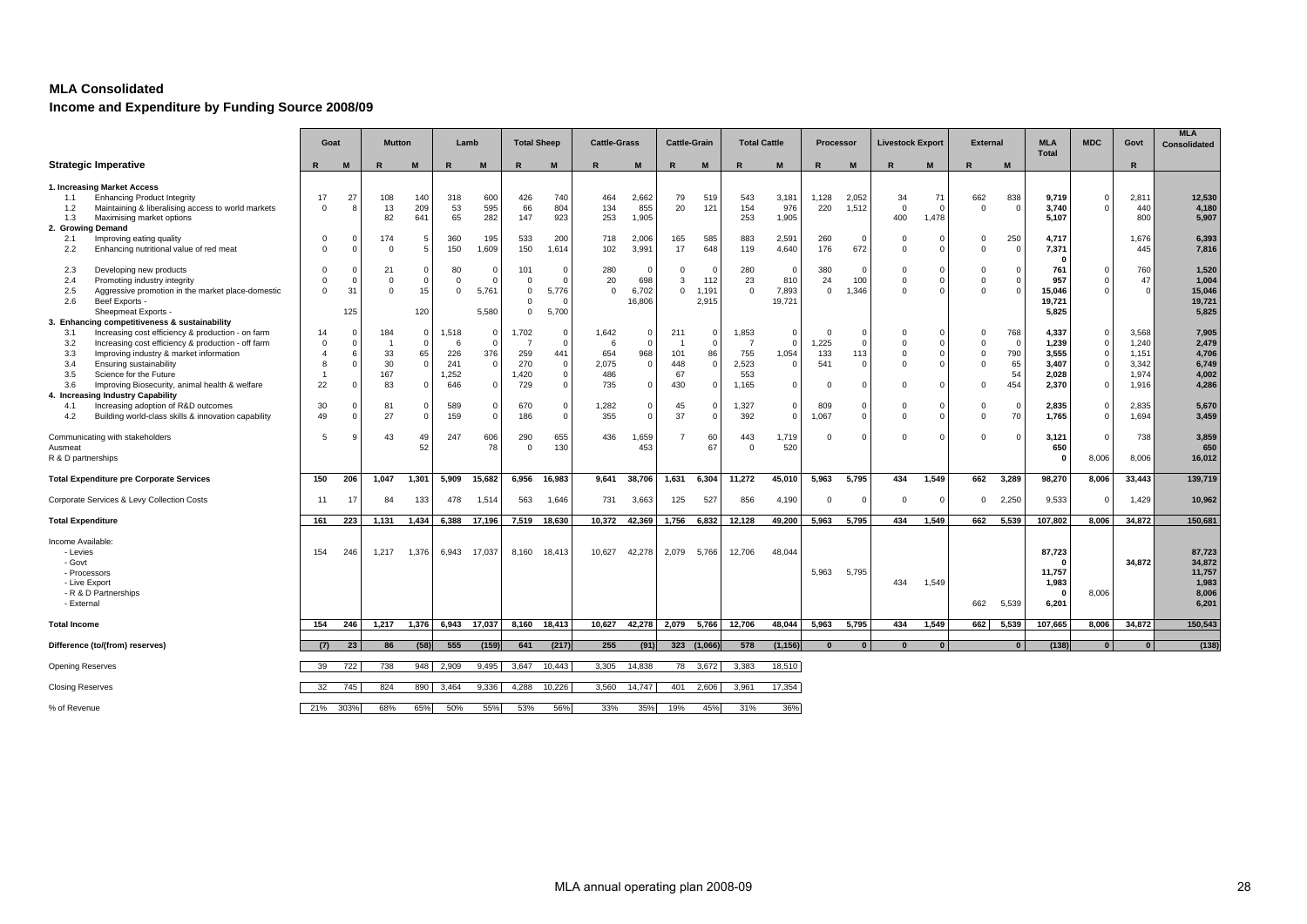## MLA Consolidated

### Income and Expenditure by Funding Source 2008/09

| Strategic Imperative | Goat | | Mutton | | Lamb | | Total Sheep | | Cattle-Grass | | Cattle-Grain | | Total Cattle | | Processor | | Livestock Export | | External | | MLA Total | MDC | Govt | MLA Consolidated |
|---|---|---|---|---|---|---|---|---|---|---|---|---|---|---|---|---|---|---|---|---|---|---|---|---|
| | R | M | R | M | R | M | R | M | R | M | R | M | R | M | R | M | R | M | R | M | | | R | |
| **1. Increasing Market Access** | | | | | | | | | | | | | | | | | | | | | | | | |
| 1.1 Enhancing Product Integrity | 17 | 27 | 108 | 140 | 318 | 600 | 426 | 740 | 464 | 2,662 | 79 | 519 | 543 | 3,181 | 1,128 | 2,052 | 34 | 71 | 662 | 838 | **9,719** | 0 | 2,811 | **12,530** |
| 1.2 Maintaining & liberalising access to world markets | 0 | 8 | 13 | 209 | 53 | 595 | 66 | 804 | 134 | 855 | 20 | 121 | 154 | 976 | 220 | 1,512 | 0 | 0 | 0 | 0 | **3,740** | 0 | 440 | **4,180** |
| 1.3 Maximising market options | | | 82 | 641 | 65 | 282 | 147 | 923 | 253 | 1,905 | | | 253 | 1,905 | | | 400 | 1,478 | | | **5,107** | | 800 | **5,907** |
| **2. Growing Demand** | | | | | | | | | | | | | | | | | | | | | | | | |
| 2.1 Improving eating quality | 0 | 0 | 174 | 5 | 360 | 195 | 533 | 200 | 718 | 2,006 | 165 | 585 | 883 | 2,591 | 260 | 0 | 0 | 0 | 0 | 250 | **4,717** | | 1,676 | **6,393** |
| 2.2 Enhancing nutritional value of red meat | 0 | 0 | 0 | 5 | 150 | 1,609 | 150 | 1,614 | 102 | 3,991 | 17 | 648 | 119 | 4,640 | 176 | 672 | 0 | 0 | 0 | 0 | **7,371** | | 445 | **7,816** |
| | | | | | | | | | | | | | | | | | | | | | **0** | | | |
| 2.3 Developing new products | 0 | 0 | 21 | 0 | 80 | 0 | 101 | 0 | 280 | 0 | 0 | 0 | 280 | 0 | 380 | 0 | 0 | 0 | 0 | 0 | **761** | 0 | 760 | **1,520** |
| 2.4 Promoting industry integrity | 0 | 0 | 0 | 0 | 0 | 0 | 0 | 0 | 20 | 698 | 3 | 112 | 23 | 810 | 24 | 100 | 0 | 0 | 0 | 0 | **957** | 0 | 47 | **1,004** |
| 2.5 Aggressive promotion in the market place-domestic | 0 | 31 | 0 | 15 | 0 | 5,761 | 0 | 5,776 | 0 | 6,702 | 0 | 1,191 | 0 | 7,893 | 0 | 1,346 | 0 | 0 | 0 | 0 | **15,046** | 0 | 0 | **15,046** |
| 2.6 Beef Exports - | | | | | | | 0 | 0 | | 16,806 | | 2,915 | | 19,721 | | | | | | | **19,721** | | | **19,721** |
| Sheepmeat Exports - | | 125 | | 120 | | 5,580 | 0 | 5,700 | | | | | | | | | | | | | **5,825** | | | **5,825** |
| **3. Enhancing competitiveness & sustainability** | | | | | | | | | | | | | | | | | | | | | | | | |
| 3.1 Increasing cost efficiency & production - on farm | 14 | 0 | 184 | 0 | 1,518 | 0 | 1,702 | 0 | 1,642 | 0 | 211 | 0 | 1,853 | 0 | 0 | 0 | 0 | 0 | 0 | 768 | **4,337** | 0 | 3,568 | **7,905** |
| 3.2 Increasing cost efficiency & production - off farm | 0 | 0 | 1 | 0 | 6 | 0 | 7 | 0 | 6 | 0 | 1 | 0 | 7 | 0 | 1,225 | 0 | 0 | 0 | 0 | 0 | **1,239** | 0 | 1,240 | **2,479** |
| 3.3 Improving industry & market information | 4 | 6 | 33 | 65 | 226 | 376 | 259 | 441 | 654 | 968 | 101 | 86 | 755 | 1,054 | 133 | 113 | 0 | 0 | 0 | 790 | **3,555** | 0 | 1,151 | **4,706** |
| 3.4 Ensuring sustainability | 8 | 0 | 30 | 0 | 241 | 0 | 270 | 0 | 2,075 | 0 | 448 | 0 | 2,523 | 0 | 541 | 0 | 0 | 0 | 0 | 65 | **3,407** | 0 | 3,342 | **6,749** |
| 3.5 Science for the Future | 1 | | 167 | | 1,252 | | 1,420 | 0 | 486 | | 67 | | 553 | | | | | | | 54 | **2,028** | | 1,974 | **4,002** |
| 3.6 Improving Biosecurity, animal health & welfare | 22 | 0 | 83 | 0 | 646 | 0 | 729 | 0 | 735 | 0 | 430 | 0 | 1,165 | 0 | 0 | 0 | 0 | 0 | 0 | 454 | **2,370** | 0 | 1,916 | **4,286** |
| **4. Increasing Industry Capability** | | | | | | | | | | | | | | | | | | | | | | | | |
| 4.1 Increasing adoption of R&D outcomes | 30 | 0 | 81 | 0 | 589 | 0 | 670 | 0 | 1,282 | 0 | 45 | 0 | 1,327 | 0 | 809 | 0 | 0 | 0 | 0 | 0 | **2,835** | 0 | 2,835 | **5,670** |
| 4.2 Building world-class skills & innovation capability | 49 | 0 | 27 | 0 | 159 | 0 | 186 | 0 | 355 | 0 | 37 | 0 | 392 | 0 | 1,067 | 0 | 0 | 0 | 0 | 70 | **1,765** | 0 | 1,694 | **3,459** |
| Communicating with stakeholders | 5 | 9 | 43 | 49 | 247 | 606 | 290 | 655 | 436 | 1,659 | 7 | 60 | 443 | 1,719 | 0 | 0 | 0 | 0 | 0 | 0 | **3,121** | 0 | 738 | **3,859** |
| Ausmeat | | | | 52 | | 78 | 0 | 130 | | 453 | | 67 | 0 | 520 | | | | | | | **650** | | | **650** |
| R & D partnerships | | | | | | | | | | | | | | | | | | | | | **0** | 8,006 | 8,006 | **16,012** |
| **Total Expenditure pre Corporate Services** | **150** | **206** | **1,047** | **1,301** | **5,909** | **15,682** | **6,956** | **16,983** | **9,641** | **38,706** | **1,631** | **6,304** | **11,272** | **45,010** | **5,963** | **5,795** | **434** | **1,549** | **662** | **3,289** | **98,270** | **8,006** | **33,443** | **139,719** |
| Corporate Services & Levy Collection Costs | 11 | 17 | 84 | 133 | 478 | 1,514 | 563 | 1,646 | 731 | 3,663 | 125 | 527 | 856 | 4,190 | 0 | 0 | 0 | 0 | 0 | 2,250 | 9,533 | 0 | 1,429 | **10,962** |
| **Total Expenditure** | **161** | **223** | **1,131** | **1,434** | **6,388** | **17,196** | **7,519** | **18,630** | **10,372** | **42,369** | **1,756** | **6,832** | **12,128** | **49,200** | **5,963** | **5,795** | **434** | **1,549** | **662** | **5,539** | **107,802** | **8,006** | **34,872** | **150,681** |
| Income Available: | | | | | | | | | | | | | | | | | | | | | | | | |
| - Levies | 154 | 246 | 1,217 | 1,376 | 6,943 | 17,037 | 8,160 | 18,413 | 10,627 | 42,278 | 2,079 | 5,766 | 12,706 | 48,044 | | | | | | | **87,723** | | | **87,723** |
| - Govt | | | | | | | | | | | | | | | | | | | | | **0** | | **34,872** | **34,872** |
| - Processors | | | | | | | | | | | | | | | 5,963 | 5,795 | | | | | **11,757** | | | **11,757** |
| - Live Export | | | | | | | | | | | | | | | | | 434 | 1,549 | | | **1,983** | | | **1,983** |
| - R & D Partnerships | | | | | | | | | | | | | | | | | | | | | **0** | 8,006 | | **8,006** |
| - External | | | | | | | | | | | | | | | | | | | 662 | 5,539 | **6,201** | | | **6,201** |
| **Total Income** | **154** | **246** | **1,217** | **1,376** | **6,943** | **17,037** | **8,160** | **18,413** | **10,627** | **42,278** | **2,079** | **5,766** | **12,706** | **48,044** | **5,963** | **5,795** | **434** | **1,549** | **662** | **5,539** | **107,665** | **8,006** | **34,872** | **150,543** |
| **Difference (to/(from) reserves)** | **(7)** | **23** | **86** | **(58)** | **555** | **(159)** | **641** | **(217)** | **255** | **(91)** | **323** | **(1,066)** | **578** | **(1,156)** | **0** | **0** | **0** | **0** | | **0** | **(138)** | **0** | **0** | **(138)** |
| Opening Reserves | 39 | 722 | 738 | 948 | 2,909 | 9,495 | 3,647 | 10,443 | 3,305 | 14,838 | 78 | 3,672 | 3,383 | 18,510 | | | | | | | | | | |
| Closing Reserves | 32 | 745 | 824 | 890 | 3,464 | 9,336 | 4,288 | 10,226 | 3,560 | 14,747 | 401 | 2,606 | 3,961 | 17,354 | | | | | | | | | | |
| % of Revenue | 21% | 303% | 68% | 65% | 50% | 55% | 53% | 56% | 33% | 35% | 19% | 45% | 31% | 36% | | | | | | | | | | |